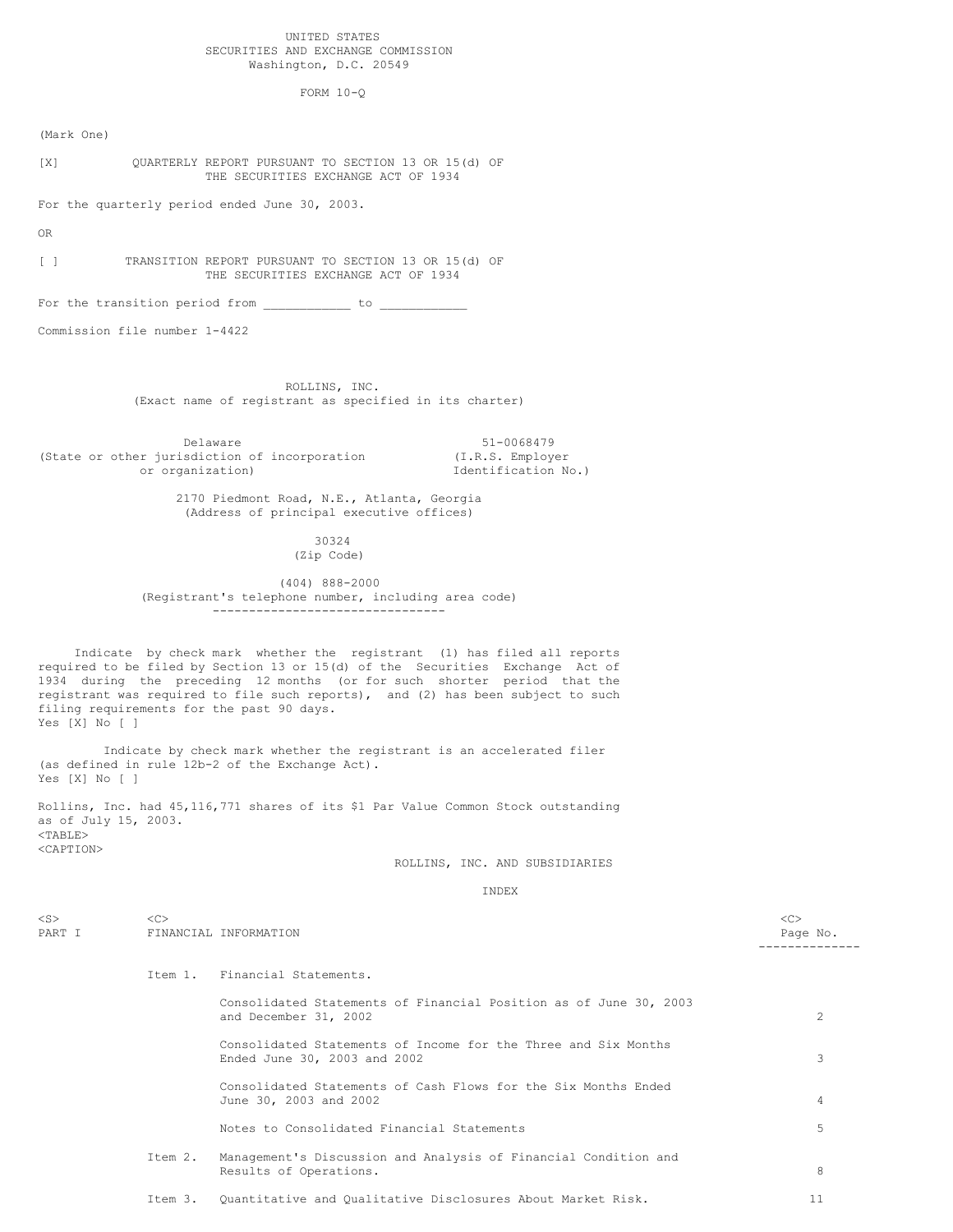UNITED STATES
SECURITIES AND EXCHANGE COMMISSION
Washington, D.C. 20549

FORM 10-Q

(Mark One)

[X] QUARTERLY REPORT PURSUANT TO SECTION 13 OR 15(d) OF THE SECURITIES EXCHANGE ACT OF 1934

For the quarterly period ended June 30, 2003.

OR

[ ] TRANSITION REPORT PURSUANT TO SECTION 13 OR 15(d) OF THE SECURITIES EXCHANGE ACT OF 1934

For the transition period from ___________ to ___________

Commission file number 1-4422

ROLLINS, INC.
(Exact name of registrant as specified in its charter)

| Delaware | 51-0068479 |
|---|---|
| (State or other jurisdiction of incorporation or organization) | (I.R.S. Employer Identification No.) |

2170 Piedmont Road, N.E., Atlanta, Georgia
(Address of principal executive offices)

30324
(Zip Code)

(404) 888-2000
(Registrant's telephone number, including area code)

Indicate by check mark whether the registrant (1) has filed all reports required to be filed by Section 13 or 15(d) of the Securities Exchange Act of 1934 during the preceding 12 months (or for such shorter period that the registrant was required to file such reports), and (2) has been subject to such filing requirements for the past 90 days.
Yes [X] No [ ]

Indicate by check mark whether the registrant is an accelerated filer (as defined in rule 12b-2 of the Exchange Act).
Yes [X] No [ ]

Rollins, Inc. had 45,116,771 shares of its $1 Par Value Common Stock outstanding as of July 15, 2003.

ROLLINS, INC. AND SUBSIDIARIES

INDEX

| | | | Page No. |
|---|---|---|---|
| PART I | FINANCIAL INFORMATION | | |
| | Item 1. | Financial Statements. | |
| | | Consolidated Statements of Financial Position as of June 30, 2003 and December 31, 2002 | 2 |
| | | Consolidated Statements of Income for the Three and Six Months Ended June 30, 2003 and 2002 | 3 |
| | | Consolidated Statements of Cash Flows for the Six Months Ended June 30, 2003 and 2002 | 4 |
| | | Notes to Consolidated Financial Statements | 5 |
| | Item 2. | Management's Discussion and Analysis of Financial Condition and Results of Operations. | 8 |
| | Item 3. | Quantitative and Qualitative Disclosures About Market Risk. | 11 |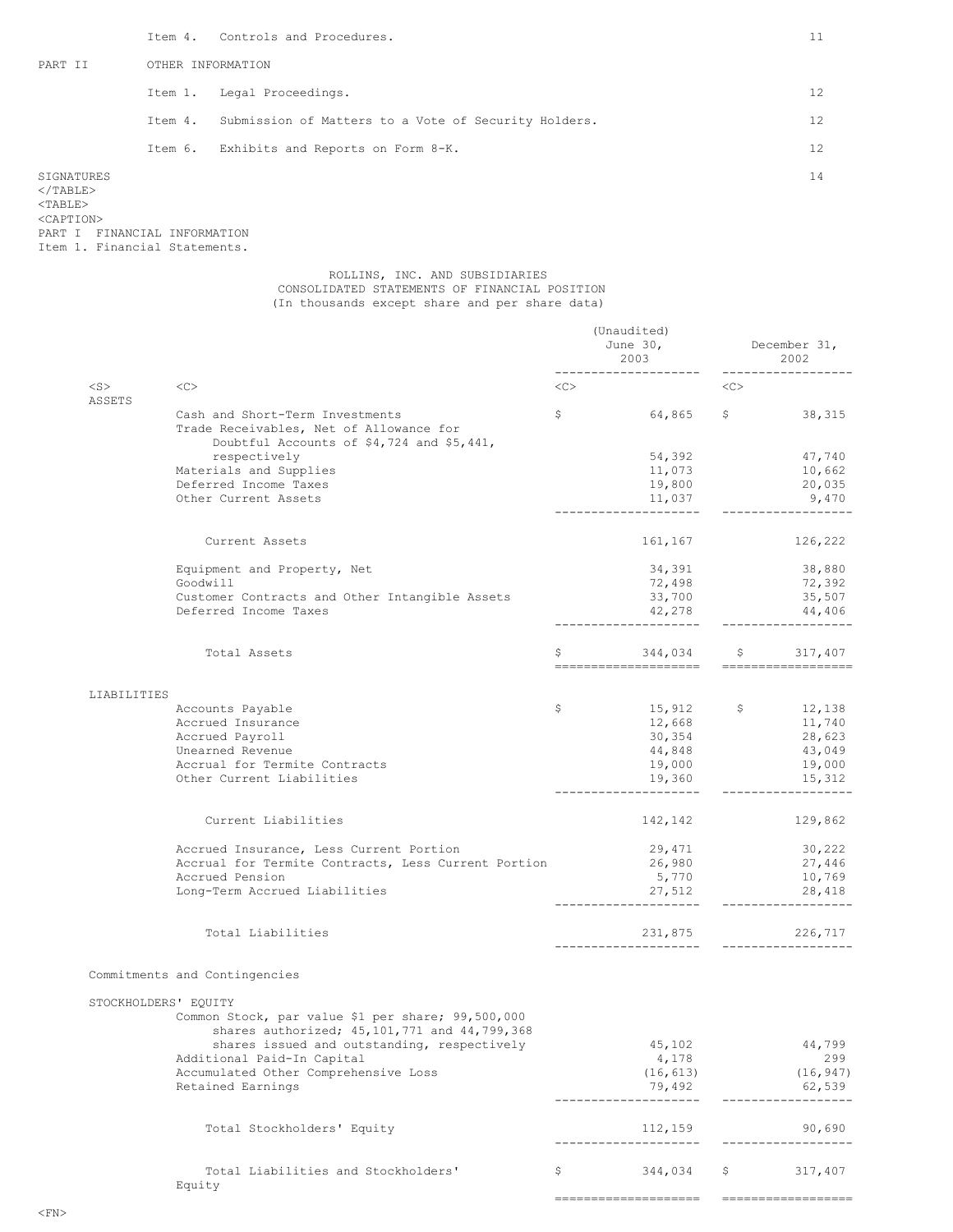| | | | |
|---|---|---|---|
| | Item 4. | Controls and Procedures. | 11 |
| PART II | | OTHER INFORMATION | |
| | Item 1. | Legal Proceedings. | 12 |
| | Item 4. | Submission of Matters to a Vote of Security Holders. | 12 |
| | Item 6. | Exhibits and Reports on Form 8-K. | 12 |
| SIGNATURES | | | 14 |

PART I FINANCIAL INFORMATION

Item 1. Financial Statements.

ROLLINS, INC. AND SUBSIDIARIES
CONSOLIDATED STATEMENTS OF FINANCIAL POSITION
(In thousands except share and per share data)

| | (Unaudited) June 30, 2003 | December 31, 2002 |
|---|---|---|
| **ASSETS** | | |
| Cash and Short-Term Investments | $ 64,865 | $ 38,315 |
| Trade Receivables, Net of Allowance for Doubtful Accounts of $4,724 and $5,441, respectively | 54,392 | 47,740 |
| Materials and Supplies | 11,073 | 10,662 |
| Deferred Income Taxes | 19,800 | 20,035 |
| Other Current Assets | 11,037 | 9,470 |
| Current Assets | 161,167 | 126,222 |
| Equipment and Property, Net | 34,391 | 38,880 |
| Goodwill | 72,498 | 72,392 |
| Customer Contracts and Other Intangible Assets | 33,700 | 35,507 |
| Deferred Income Taxes | 42,278 | 44,406 |
| Total Assets | $ 344,034 | $ 317,407 |
| **LIABILITIES** | | |
| Accounts Payable | $ 15,912 | $ 12,138 |
| Accrued Insurance | 12,668 | 11,740 |
| Accrued Payroll | 30,354 | 28,623 |
| Unearned Revenue | 44,848 | 43,049 |
| Accrual for Termite Contracts | 19,000 | 19,000 |
| Other Current Liabilities | 19,360 | 15,312 |
| Current Liabilities | 142,142 | 129,862 |
| Accrued Insurance, Less Current Portion | 29,471 | 30,222 |
| Accrual for Termite Contracts, Less Current Portion | 26,980 | 27,446 |
| Accrued Pension | 5,770 | 10,769 |
| Long-Term Accrued Liabilities | 27,512 | 28,418 |
| Total Liabilities | 231,875 | 226,717 |
| Commitments and Contingencies | | |
| **STOCKHOLDERS' EQUITY** | | |
| Common Stock, par value $1 per share; 99,500,000 shares authorized; 45,101,771 and 44,799,368 shares issued and outstanding, respectively | 45,102 | 44,799 |
| Additional Paid-In Capital | 4,178 | 299 |
| Accumulated Other Comprehensive Loss | (16,613) | (16,947) |
| Retained Earnings | 79,492 | 62,539 |
| Total Stockholders' Equity | 112,159 | 90,690 |
| Total Liabilities and Stockholders' Equity | $ 344,034 | $ 317,407 |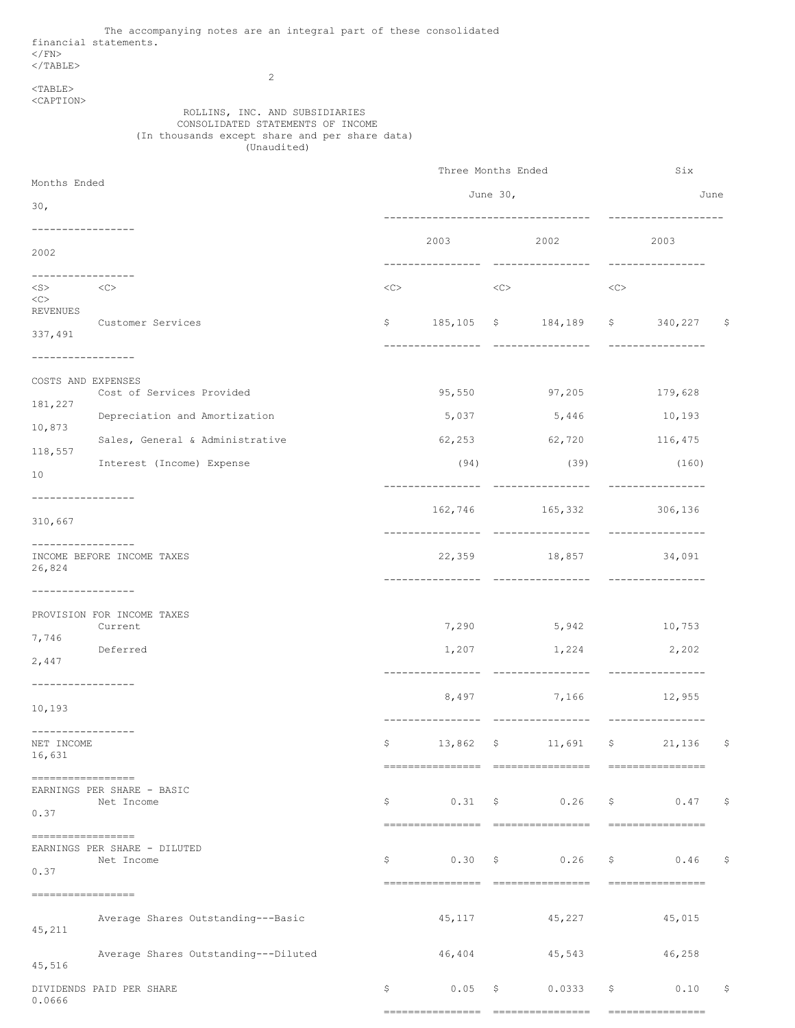The accompanying notes are an integral part of these consolidated financial statements.

## ROLLINS, INC. AND SUBSIDIARIES
## CONSOLIDATED STATEMENTS OF INCOME
(In thousands except share and per share data)
(Unaudited)

| | Three Months Ended June 30, | | Six Months Ended June 30, | |
|---|---|---|---|---|
| | 2003 | 2002 | 2003 | 2002 |
| **REVENUES** | | | | |
| Customer Services | $ 185,105 | $ 184,189 | $ 340,227 | $ 337,491 |
| **COSTS AND EXPENSES** | | | | |
| Cost of Services Provided | 95,550 | 97,205 | 179,628 | 181,227 |
| Depreciation and Amortization | 5,037 | 5,446 | 10,193 | 10,873 |
| Sales, General & Administrative | 62,253 | 62,720 | 116,475 | 118,557 |
| Interest (Income) Expense | (94) | (39) | (160) | 10 |
| | 162,746 | 165,332 | 306,136 | 310,667 |
| **INCOME BEFORE INCOME TAXES** | 22,359 | 18,857 | 34,091 | 26,824 |
| **PROVISION FOR INCOME TAXES** | | | | |
| Current | 7,290 | 5,942 | 10,753 | 7,746 |
| Deferred | 1,207 | 1,224 | 2,202 | 2,447 |
| | 8,497 | 7,166 | 12,955 | 10,193 |
| **NET INCOME** | $ 13,862 | $ 11,691 | $ 21,136 | $ 16,631 |
| **EARNINGS PER SHARE - BASIC** | | | | |
| Net Income | $ 0.31 | $ 0.26 | $ 0.47 | $ 0.37 |
| **EARNINGS PER SHARE - DILUTED** | | | | |
| Net Income | $ 0.30 | $ 0.26 | $ 0.46 | $ 0.37 |
| Average Shares Outstanding---Basic | 45,117 | 45,227 | 45,015 | 45,211 |
| Average Shares Outstanding---Diluted | 46,404 | 45,543 | 46,258 | 45,516 |
| **DIVIDENDS PAID PER SHARE** | $ 0.05 | $ 0.0333 | $ 0.10 | $ 0.0666 |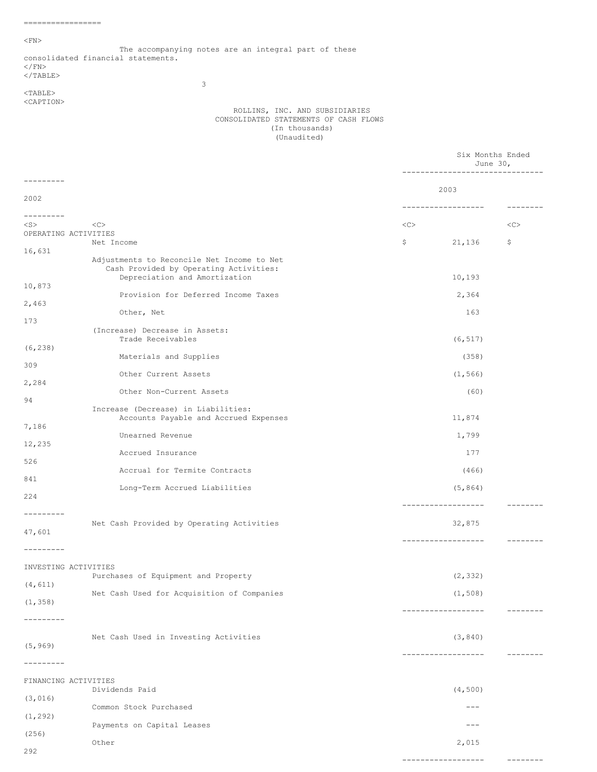The accompanying notes are an integral part of these consolidated financial statements.

## ROLLINS, INC. AND SUBSIDIARIES
## CONSOLIDATED STATEMENTS OF CASH FLOWS
(In thousands)
(Unaudited)

| | Six Months Ended June 30, | |
|---|---|---|
| | 2003 | 2002 |
| **OPERATING ACTIVITIES** | | |
| Net Income | $ 21,136 | $ 16,631 |
| Adjustments to Reconcile Net Income to Net Cash Provided by Operating Activities: | | |
| Depreciation and Amortization | 10,193 | 10,873 |
| Provision for Deferred Income Taxes | 2,364 | 2,463 |
| Other, Net | 163 | 173 |
| (Increase) Decrease in Assets: | | |
| Trade Receivables | (6,517) | (6,238) |
| Materials and Supplies | (358) | 309 |
| Other Current Assets | (1,566) | 2,284 |
| Other Non-Current Assets | (60) | 94 |
| Increase (Decrease) in Liabilities: | | |
| Accounts Payable and Accrued Expenses | 11,874 | 7,186 |
| Unearned Revenue | 1,799 | 12,235 |
| Accrued Insurance | 177 | 526 |
| Accrual for Termite Contracts | (466) | 841 |
| Long-Term Accrued Liabilities | (5,864) | 224 |
| Net Cash Provided by Operating Activities | 32,875 | 47,601 |
| **INVESTING ACTIVITIES** | | |
| Purchases of Equipment and Property | (2,332) | (4,611) |
| Net Cash Used for Acquisition of Companies | (1,508) | (1,358) |
| Net Cash Used in Investing Activities | (3,840) | (5,969) |
| **FINANCING ACTIVITIES** | | |
| Dividends Paid | (4,500) | (3,016) |
| Common Stock Purchased | --- | (1,292) |
| Payments on Capital Leases | --- | (256) |
| Other | 2,015 | 292 |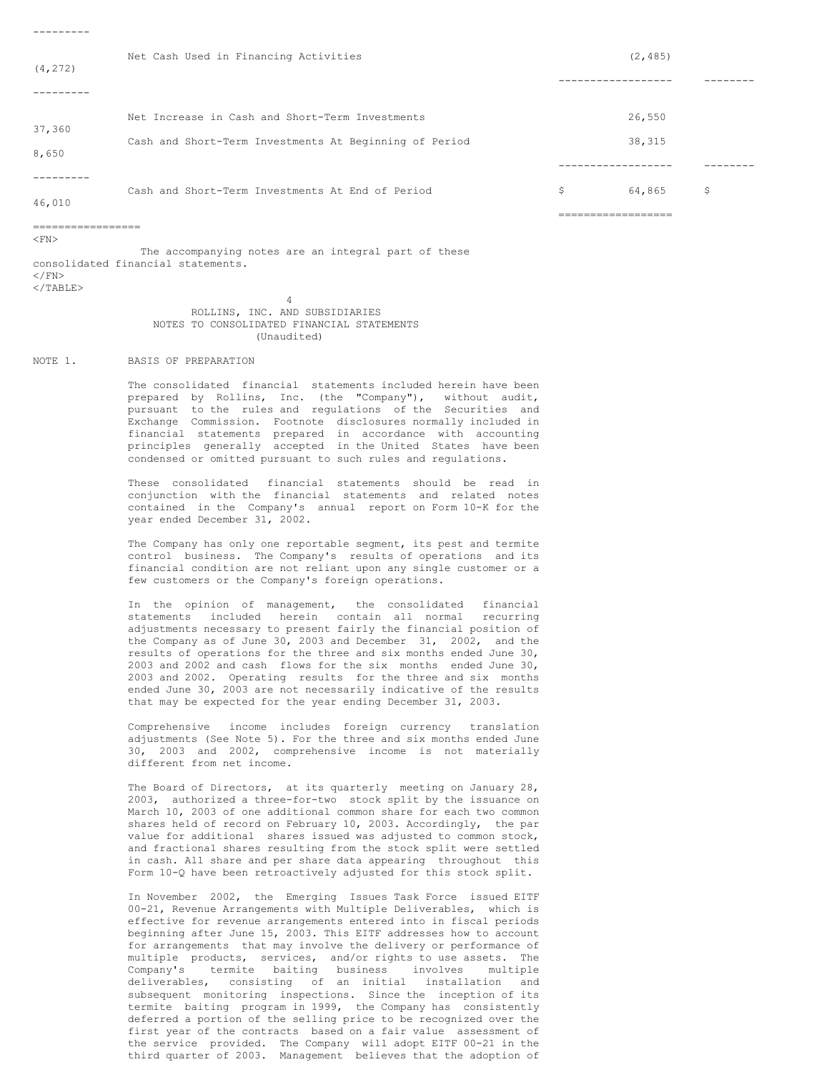| | 2003 | 2002 |
|---|---|---|
| Net Cash Used in Financing Activities | (2,485) | (4,272) |
| Net Increase in Cash and Short-Term Investments | 26,550 | 37,360 |
| Cash and Short-Term Investments At Beginning of Period | 38,315 | 8,650 |
| Cash and Short-Term Investments At End of Period | $ 64,865 | $ 46,010 |

The accompanying notes are an integral part of these consolidated financial statements.

ROLLINS, INC. AND SUBSIDIARIES
NOTES TO CONSOLIDATED FINANCIAL STATEMENTS
(Unaudited)

NOTE 1. BASIS OF PREPARATION

The consolidated financial statements included herein have been prepared by Rollins, Inc. (the "Company"), without audit, pursuant to the rules and regulations of the Securities and Exchange Commission. Footnote disclosures normally included in financial statements prepared in accordance with accounting principles generally accepted in the United States have been condensed or omitted pursuant to such rules and regulations.

These consolidated financial statements should be read in conjunction with the financial statements and related notes contained in the Company's annual report on Form 10-K for the year ended December 31, 2002.

The Company has only one reportable segment, its pest and termite control business. The Company's results of operations and its financial condition are not reliant upon any single customer or a few customers or the Company's foreign operations.

In the opinion of management, the consolidated financial statements included herein contain all normal recurring adjustments necessary to present fairly the financial position of the Company as of June 30, 2003 and December 31, 2002, and the results of operations for the three and six months ended June 30, 2003 and 2002 and cash flows for the six months ended June 30, 2003 and 2002. Operating results for the three and six months ended June 30, 2003 are not necessarily indicative of the results that may be expected for the year ending December 31, 2003.

Comprehensive income includes foreign currency translation adjustments (See Note 5). For the three and six months ended June 30, 2003 and 2002, comprehensive income is not materially different from net income.

The Board of Directors, at its quarterly meeting on January 28, 2003, authorized a three-for-two stock split by the issuance on March 10, 2003 of one additional common share for each two common shares held of record on February 10, 2003. Accordingly, the par value for additional shares issued was adjusted to common stock, and fractional shares resulting from the stock split were settled in cash. All share and per share data appearing throughout this Form 10-Q have been retroactively adjusted for this stock split.

In November 2002, the Emerging Issues Task Force issued EITF 00-21, Revenue Arrangements with Multiple Deliverables, which is effective for revenue arrangements entered into in fiscal periods beginning after June 15, 2003. This EITF addresses how to account for arrangements that may involve the delivery or performance of multiple products, services, and/or rights to use assets. The Company's termite baiting business involves multiple deliverables, consisting of an initial installation and subsequent monitoring inspections. Since the inception of its termite baiting program in 1999, the Company has consistently deferred a portion of the selling price to be recognized over the first year of the contracts based on a fair value assessment of the service provided. The Company will adopt EITF 00-21 in the third quarter of 2003. Management believes that the adoption of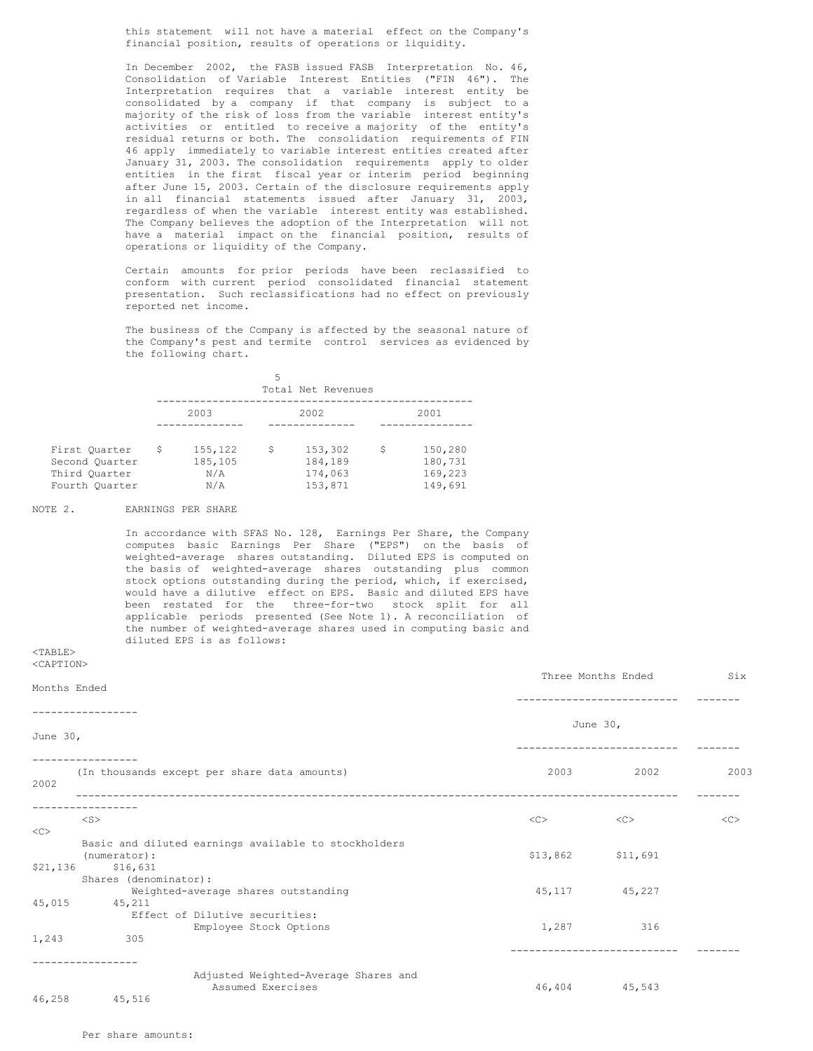this statement will not have a material effect on the Company's financial position, results of operations or liquidity.

In December 2002, the FASB issued FASB Interpretation No. 46, Consolidation of Variable Interest Entities ("FIN 46"). The Interpretation requires that a variable interest entity be consolidated by a company if that company is subject to a majority of the risk of loss from the variable interest entity's activities or entitled to receive a majority of the entity's residual returns or both. The consolidation requirements of FIN 46 apply immediately to variable interest entities created after January 31, 2003. The consolidation requirements apply to older entities in the first fiscal year or interim period beginning after June 15, 2003. Certain of the disclosure requirements apply in all financial statements issued after January 31, 2003, regardless of when the variable interest entity was established. The Company believes the adoption of the Interpretation will not have a material impact on the financial position, results of operations or liquidity of the Company.

Certain amounts for prior periods have been reclassified to conform with current period consolidated financial statement presentation. Such reclassifications had no effect on previously reported net income.

The business of the Company is affected by the seasonal nature of the Company's pest and termite control services as evidenced by the following chart.

| | Total Net Revenues | | |
|---|---|---|---|
| | 2003 | 2002 | 2001 |
| First Quarter | $ 155,122 | $ 153,302 | $ 150,280 |
| Second Quarter | 185,105 | 184,189 | 180,731 |
| Third Quarter | N/A | 174,063 | 169,223 |
| Fourth Quarter | N/A | 153,871 | 149,691 |

NOTE 2. EARNINGS PER SHARE

In accordance with SFAS No. 128, Earnings Per Share, the Company computes basic Earnings Per Share ("EPS") on the basis of weighted-average shares outstanding. Diluted EPS is computed on the basis of weighted-average shares outstanding plus common stock options outstanding during the period, which, if exercised, would have a dilutive effect on EPS. Basic and diluted EPS have been restated for the three-for-two stock split for all applicable periods presented (See Note 1). A reconciliation of the number of weighted-average shares used in computing basic and diluted EPS is as follows:

| | Three Months Ended June 30, | | Six Months Ended June 30, | |
|---|---|---|---|---|
| (In thousands except per share data amounts) | 2003 | 2002 | 2003 | 2002 |
| Basic and diluted earnings available to stockholders (numerator): | $13,862 | $11,691 | $21,136 | $16,631 |
| Shares (denominator): | | | | |
| Weighted-average shares outstanding | 45,117 | 45,227 | 45,015 | 45,211 |
| Effect of Dilutive securities: | | | | |
| Employee Stock Options | 1,287 | 316 | 1,243 | 305 |
| Adjusted Weighted-Average Shares and Assumed Exercises | 46,404 | 45,543 | 46,258 | 45,516 |

Per share amounts: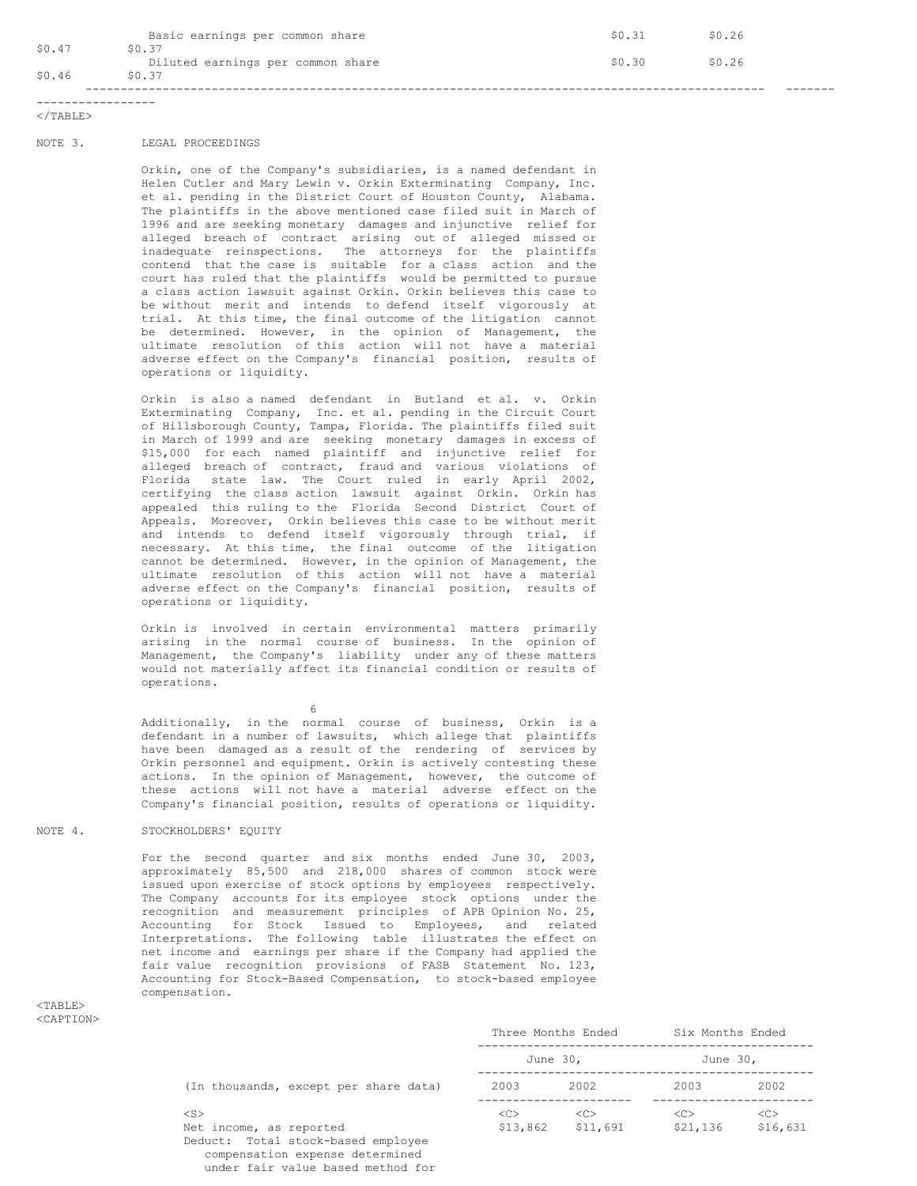| | | | | |
|---|---|---|---|---|
| Basic earnings per common share | $0.31 | $0.26 | $0.47 | $0.37 |
| Diluted earnings per common share | $0.30 | $0.26 | $0.46 | $0.37 |

## NOTE 3. LEGAL PROCEEDINGS

Orkin, one of the Company's subsidiaries, is a named defendant in Helen Cutler and Mary Lewin v. Orkin Exterminating Company, Inc. et al. pending in the District Court of Houston County, Alabama. The plaintiffs in the above mentioned case filed suit in March of 1996 and are seeking monetary damages and injunctive relief for alleged breach of contract arising out of alleged missed or inadequate reinspections. The attorneys for the plaintiffs contend that the case is suitable for a class action and the court has ruled that the plaintiffs would be permitted to pursue a class action lawsuit against Orkin. Orkin believes this case to be without merit and intends to defend itself vigorously at trial. At this time, the final outcome of the litigation cannot be determined. However, in the opinion of Management, the ultimate resolution of this action will not have a material adverse effect on the Company's financial position, results of operations or liquidity.

Orkin is also a named defendant in Butland et al. v. Orkin Exterminating Company, Inc. et al. pending in the Circuit Court of Hillsborough County, Tampa, Florida. The plaintiffs filed suit in March of 1999 and are seeking monetary damages in excess of $15,000 for each named plaintiff and injunctive relief for alleged breach of contract, fraud and various violations of Florida state law. The Court ruled in early April 2002, certifying the class action lawsuit against Orkin. Orkin has appealed this ruling to the Florida Second District Court of Appeals. Moreover, Orkin believes this case to be without merit and intends to defend itself vigorously through trial, if necessary. At this time, the final outcome of the litigation cannot be determined. However, in the opinion of Management, the ultimate resolution of this action will not have a material adverse effect on the Company's financial position, results of operations or liquidity.

Orkin is involved in certain environmental matters primarily arising in the normal course of business. In the opinion of Management, the Company's liability under any of these matters would not materially affect its financial condition or results of operations.

Additionally, in the normal course of business, Orkin is a defendant in a number of lawsuits, which allege that plaintiffs have been damaged as a result of the rendering of services by Orkin personnel and equipment. Orkin is actively contesting these actions. In the opinion of Management, however, the outcome of these actions will not have a material adverse effect on the Company's financial position, results of operations or liquidity.

## NOTE 4. STOCKHOLDERS' EQUITY

For the second quarter and six months ended June 30, 2003, approximately 85,500 and 218,000 shares of common stock were issued upon exercise of stock options by employees respectively. The Company accounts for its employee stock options under the recognition and measurement principles of APB Opinion No. 25, Accounting for Stock Issued to Employees, and related Interpretations. The following table illustrates the effect on net income and earnings per share if the Company had applied the fair value recognition provisions of FASB Statement No. 123, Accounting for Stock-Based Compensation, to stock-based employee compensation.

| | Three Months Ended June 30, | | Six Months Ended June 30, | |
|---|---|---|---|---|
| (In thousands, except per share data) | 2003 | 2002 | 2003 | 2002 |
| Net income, as reported | $13,862 | $11,691 | $21,136 | $16,631 |
| Deduct: Total stock-based employee compensation expense determined under fair value based method for | | | | |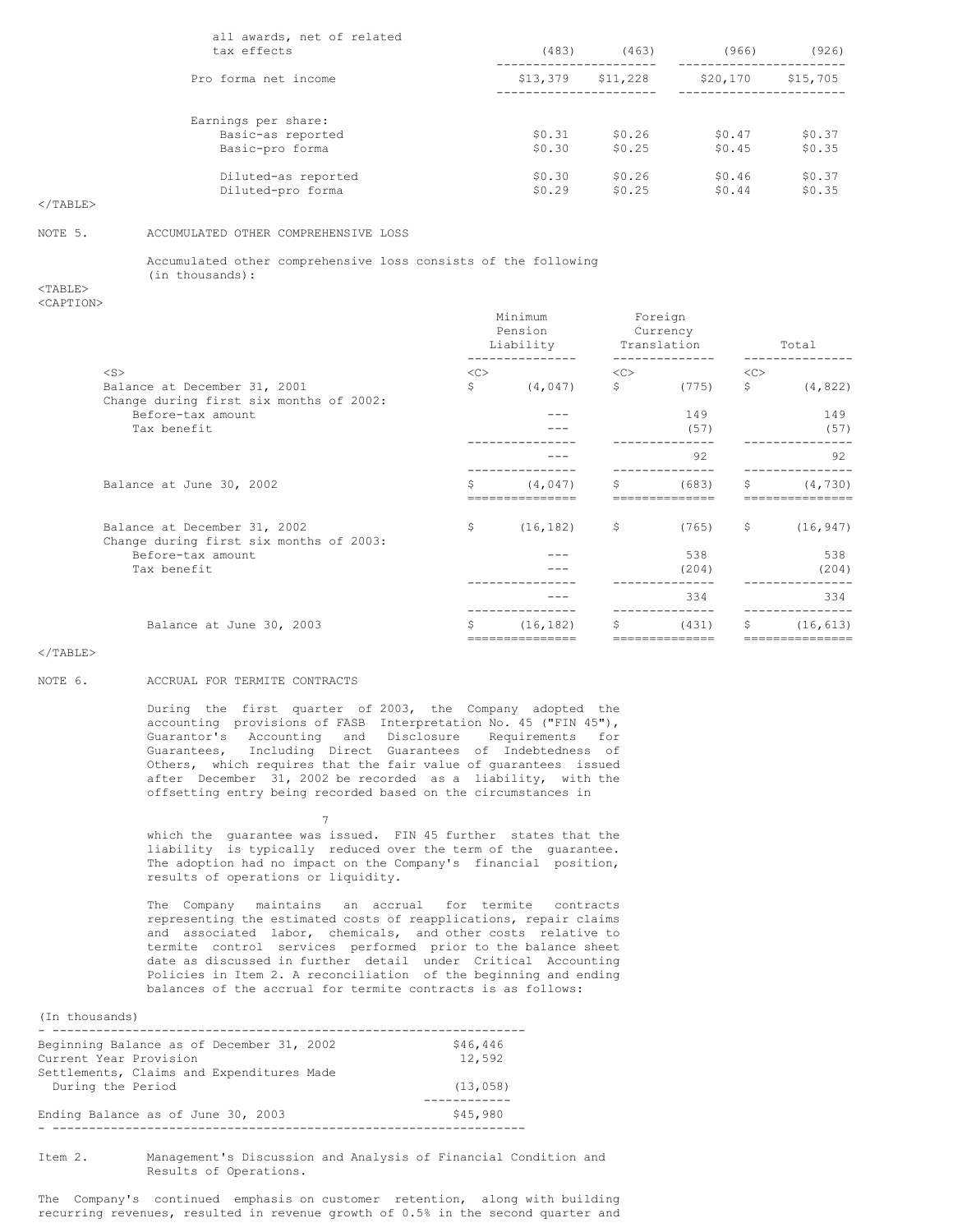| | | | | |
|---|---|---|---|---|
| all awards, net of related tax effects | (483) | (463) | (966) | (926) |
| Pro forma net income | $13,379 | $11,228 | $20,170 | $15,705 |
| Earnings per share: | | | | |
| Basic-as reported | $0.31 | $0.26 | $0.47 | $0.37 |
| Basic-pro forma | $0.30 | $0.25 | $0.45 | $0.35 |
| Diluted-as reported | $0.30 | $0.26 | $0.46 | $0.37 |
| Diluted-pro forma | $0.29 | $0.25 | $0.44 | $0.35 |

NOTE 5. ACCUMULATED OTHER COMPREHENSIVE LOSS

Accumulated other comprehensive loss consists of the following (in thousands):

| | Minimum Pension Liability | Foreign Currency Translation | Total |
|---|---|---|---|
| Balance at December 31, 2001 | $ (4,047) | $ (775) | $ (4,822) |
| Change during first six months of 2002: | | | |
| Before-tax amount | --- | 149 | 149 |
| Tax benefit | --- | (57) | (57) |
| | --- | 92 | 92 |
| Balance at June 30, 2002 | $ (4,047) | $ (683) | $ (4,730) |
| Balance at December 31, 2002 | $ (16,182) | $ (765) | $ (16,947) |
| Change during first six months of 2003: | | | |
| Before-tax amount | --- | 538 | 538 |
| Tax benefit | --- | (204) | (204) |
| | --- | 334 | 334 |
| Balance at June 30, 2003 | $ (16,182) | $ (431) | $ (16,613) |

NOTE 6. ACCRUAL FOR TERMITE CONTRACTS

During the first quarter of 2003, the Company adopted the accounting provisions of FASB Interpretation No. 45 ("FIN 45"), Guarantor's Accounting and Disclosure Requirements for Guarantees, Including Direct Guarantees of Indebtedness of Others, which requires that the fair value of guarantees issued after December 31, 2002 be recorded as a liability, with the offsetting entry being recorded based on the circumstances in which the guarantee was issued. FIN 45 further states that the liability is typically reduced over the term of the guarantee. The adoption had no impact on the Company's financial position, results of operations or liquidity.

The Company maintains an accrual for termite contracts representing the estimated costs of reapplications, repair claims and associated labor, chemicals, and other costs relative to termite control services performed prior to the balance sheet date as discussed in further detail under Critical Accounting Policies in Item 2. A reconciliation of the beginning and ending balances of the accrual for termite contracts is as follows:

| (In thousands) | |
|---|---|
| Beginning Balance as of December 31, 2002 | $46,446 |
| Current Year Provision | 12,592 |
| Settlements, Claims and Expenditures Made During the Period | (13,058) |
| Ending Balance as of June 30, 2003 | $45,980 |

Item 2. Management's Discussion and Analysis of Financial Condition and Results of Operations.

The Company's continued emphasis on customer retention, along with building recurring revenues, resulted in revenue growth of 0.5% in the second quarter and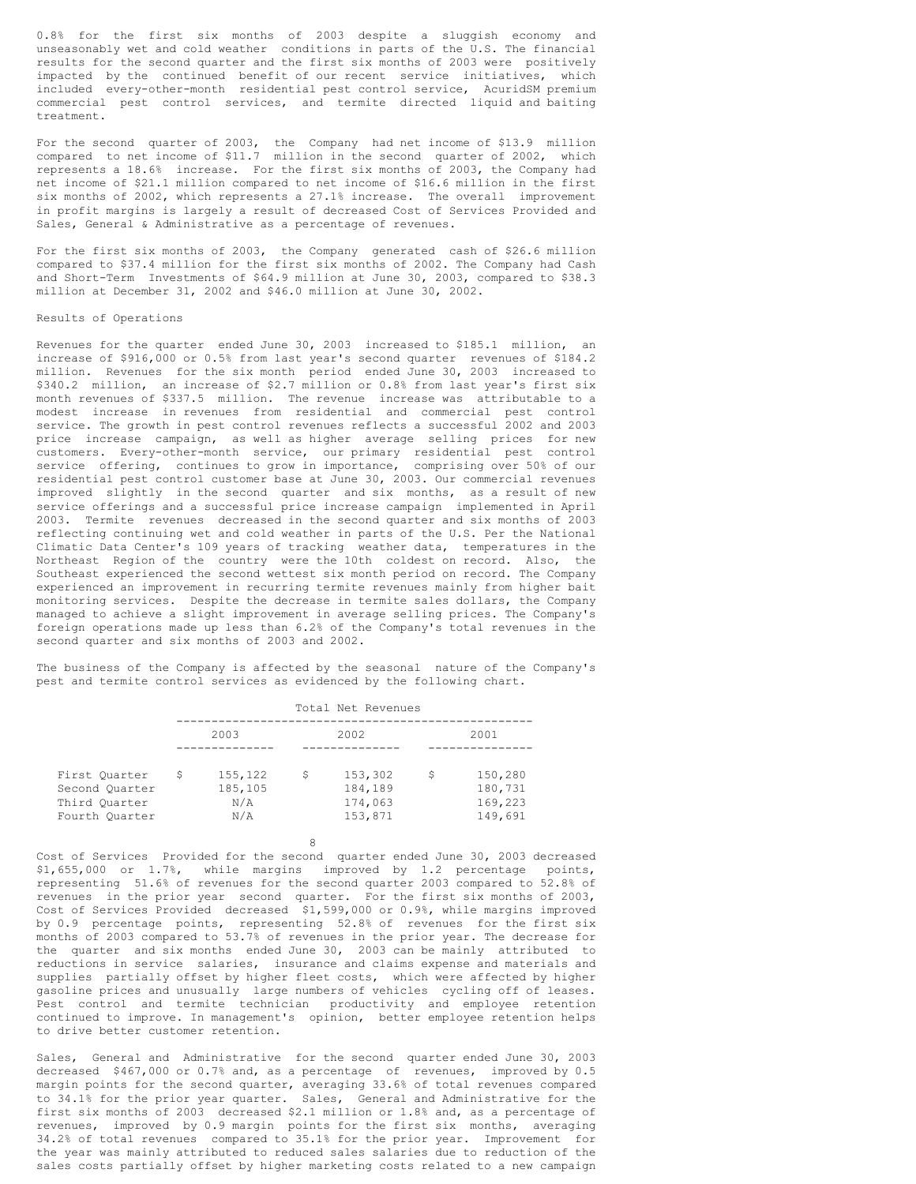0.8% for the first six months of 2003 despite a sluggish economy and unseasonably wet and cold weather conditions in parts of the U.S. The financial results for the second quarter and the first six months of 2003 were positively impacted by the continued benefit of our recent service initiatives, which included every-other-month residential pest control service, AcuridSM premium commercial pest control services, and termite directed liquid and baiting treatment.

For the second quarter of 2003, the Company had net income of $13.9 million compared to net income of $11.7 million in the second quarter of 2002, which represents a 18.6% increase. For the first six months of 2003, the Company had net income of $21.1 million compared to net income of $16.6 million in the first six months of 2002, which represents a 27.1% increase. The overall improvement in profit margins is largely a result of decreased Cost of Services Provided and Sales, General & Administrative as a percentage of revenues.

For the first six months of 2003, the Company generated cash of $26.6 million compared to $37.4 million for the first six months of 2002. The Company had Cash and Short-Term Investments of $64.9 million at June 30, 2003, compared to $38.3 million at December 31, 2002 and $46.0 million at June 30, 2002.

Results of Operations

Revenues for the quarter ended June 30, 2003 increased to $185.1 million, an increase of $916,000 or 0.5% from last year's second quarter revenues of $184.2 million. Revenues for the six month period ended June 30, 2003 increased to $340.2 million, an increase of $2.7 million or 0.8% from last year's first six month revenues of $337.5 million. The revenue increase was attributable to a modest increase in revenues from residential and commercial pest control service. The growth in pest control revenues reflects a successful 2002 and 2003 price increase campaign, as well as higher average selling prices for new customers. Every-other-month service, our primary residential pest control service offering, continues to grow in importance, comprising over 50% of our residential pest control customer base at June 30, 2003. Our commercial revenues improved slightly in the second quarter and six months, as a result of new service offerings and a successful price increase campaign implemented in April 2003. Termite revenues decreased in the second quarter and six months of 2003 reflecting continuing wet and cold weather in parts of the U.S. Per the National Climatic Data Center's 109 years of tracking weather data, temperatures in the Northeast Region of the country were the 10th coldest on record. Also, the Southeast experienced the second wettest six month period on record. The Company experienced an improvement in recurring termite revenues mainly from higher bait monitoring services. Despite the decrease in termite sales dollars, the Company managed to achieve a slight improvement in average selling prices. The Company's foreign operations made up less than 6.2% of the Company's total revenues in the second quarter and six months of 2003 and 2002.

The business of the Company is affected by the seasonal nature of the Company's pest and termite control services as evidenced by the following chart.

| | Total Net Revenues | | |
|---|---|---|---|
| | 2003 | 2002 | 2001 |
| First Quarter | $ 155,122 | $ 153,302 | $ 150,280 |
| Second Quarter | 185,105 | 184,189 | 180,731 |
| Third Quarter | N/A | 174,063 | 169,223 |
| Fourth Quarter | N/A | 153,871 | 149,691 |

Cost of Services Provided for the second quarter ended June 30, 2003 decreased $1,655,000 or 1.7%, while margins improved by 1.2 percentage points, representing 51.6% of revenues for the second quarter 2003 compared to 52.8% of revenues in the prior year second quarter. For the first six months of 2003, Cost of Services Provided decreased $1,599,000 or 0.9%, while margins improved by 0.9 percentage points, representing 52.8% of revenues for the first six months of 2003 compared to 53.7% of revenues in the prior year. The decrease for the quarter and six months ended June 30, 2003 can be mainly attributed to reductions in service salaries, insurance and claims expense and materials and supplies partially offset by higher fleet costs, which were affected by higher gasoline prices and unusually large numbers of vehicles cycling off of leases. Pest control and termite technician productivity and employee retention continued to improve. In management's opinion, better employee retention helps to drive better customer retention.

Sales, General and Administrative for the second quarter ended June 30, 2003 decreased $467,000 or 0.7% and, as a percentage of revenues, improved by 0.5 margin points for the second quarter, averaging 33.6% of total revenues compared to 34.1% for the prior year quarter. Sales, General and Administrative for the first six months of 2003 decreased $2.1 million or 1.8% and, as a percentage of revenues, improved by 0.9 margin points for the first six months, averaging 34.2% of total revenues compared to 35.1% for the prior year. Improvement for the year was mainly attributed to reduced sales salaries due to reduction of the sales costs partially offset by higher marketing costs related to a new campaign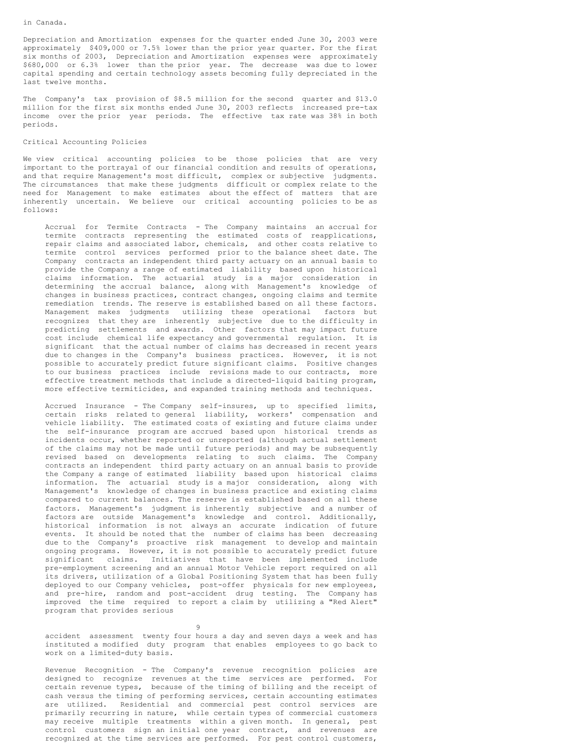in Canada.

Depreciation and Amortization expenses for the quarter ended June 30, 2003 were approximately $409,000 or 7.5% lower than the prior year quarter. For the first six months of 2003, Depreciation and Amortization expenses were approximately $680,000 or 6.3% lower than the prior year. The decrease was due to lower capital spending and certain technology assets becoming fully depreciated in the last twelve months.

The Company's tax provision of $8.5 million for the second quarter and $13.0 million for the first six months ended June 30, 2003 reflects increased pre-tax income over the prior year periods. The effective tax rate was 38% in both periods.

## Critical Accounting Policies

We view critical accounting policies to be those policies that are very important to the portrayal of our financial condition and results of operations, and that require Management's most difficult, complex or subjective judgments. The circumstances that make these judgments difficult or complex relate to the need for Management to make estimates about the effect of matters that are inherently uncertain. We believe our critical accounting policies to be as follows:

Accrual for Termite Contracts - The Company maintains an accrual for termite contracts representing the estimated costs of reapplications, repair claims and associated labor, chemicals, and other costs relative to termite control services performed prior to the balance sheet date. The Company contracts an independent third party actuary on an annual basis to provide the Company a range of estimated liability based upon historical claims information. The actuarial study is a major consideration in determining the accrual balance, along with Management's knowledge of changes in business practices, contract changes, ongoing claims and termite remediation trends. The reserve is established based on all these factors. Management makes judgments utilizing these operational factors but recognizes that they are inherently subjective due to the difficulty in predicting settlements and awards. Other factors that may impact future cost include chemical life expectancy and governmental regulation. It is significant that the actual number of claims has decreased in recent years due to changes in the Company's business practices. However, it is not possible to accurately predict future significant claims. Positive changes to our business practices include revisions made to our contracts, more effective treatment methods that include a directed-liquid baiting program, more effective termiticides, and expanded training methods and techniques.

Accrued Insurance - The Company self-insures, up to specified limits, certain risks related to general liability, workers' compensation and vehicle liability. The estimated costs of existing and future claims under the self-insurance program are accrued based upon historical trends as incidents occur, whether reported or unreported (although actual settlement of the claims may not be made until future periods) and may be subsequently revised based on developments relating to such claims. The Company contracts an independent third party actuary on an annual basis to provide the Company a range of estimated liability based upon historical claims information. The actuarial study is a major consideration, along with Management's knowledge of changes in business practice and existing claims compared to current balances. The reserve is established based on all these factors. Management's judgment is inherently subjective and a number of factors are outside Management's knowledge and control. Additionally, historical information is not always an accurate indication of future events. It should be noted that the number of claims has been decreasing due to the Company's proactive risk management to develop and maintain ongoing programs. However, it is not possible to accurately predict future significant claims. Initiatives that have been implemented include pre-employment screening and an annual Motor Vehicle report required on all its drivers, utilization of a Global Positioning System that has been fully deployed to our Company vehicles, post-offer physicals for new employees, and pre-hire, random and post-accident drug testing. The Company has improved the time required to report a claim by utilizing a "Red Alert" program that provides serious accident assessment twenty four hours a day and seven days a week and has instituted a modified duty program that enables employees to go back to work on a limited-duty basis.

Revenue Recognition - The Company's revenue recognition policies are designed to recognize revenues at the time services are performed. For certain revenue types, because of the timing of billing and the receipt of cash versus the timing of performing services, certain accounting estimates are utilized. Residential and commercial pest control services are primarily recurring in nature, while certain types of commercial customers may receive multiple treatments within a given month. In general, pest control customers sign an initial one year contract, and revenues are recognized at the time services are performed. For pest control customers,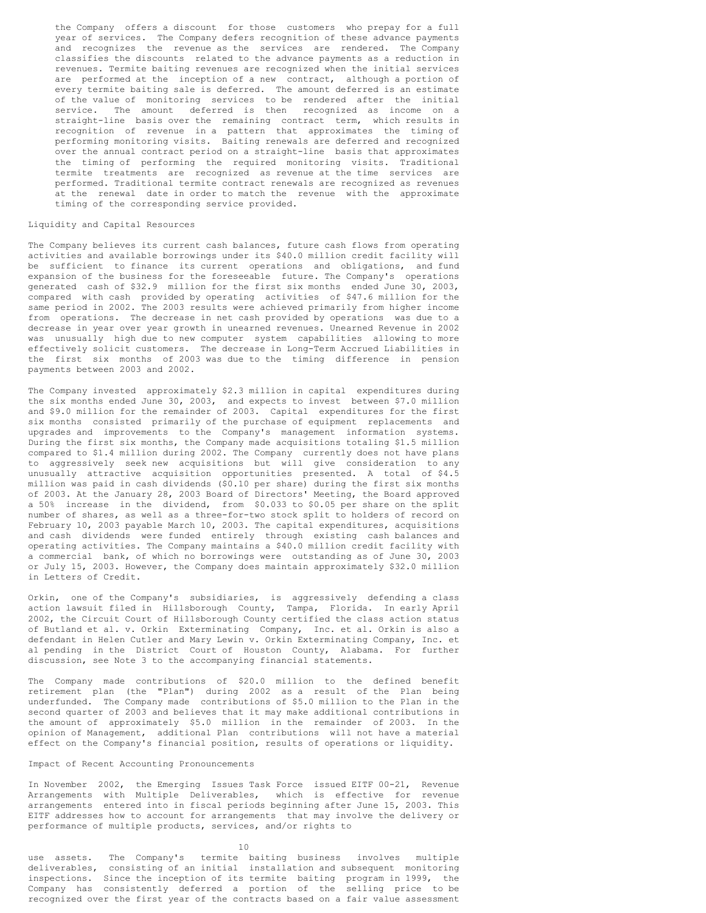the Company offers a discount for those customers who prepay for a full year of services. The Company defers recognition of these advance payments and recognizes the revenue as the services are rendered. The Company classifies the discounts related to the advance payments as a reduction in revenues. Termite baiting revenues are recognized when the initial services are performed at the inception of a new contract, although a portion of every termite baiting sale is deferred. The amount deferred is an estimate of the value of monitoring services to be rendered after the initial service. The amount deferred is then recognized as income on a straight-line basis over the remaining contract term, which results in recognition of revenue in a pattern that approximates the timing of performing monitoring visits. Baiting renewals are deferred and recognized over the annual contract period on a straight-line basis that approximates the timing of performing the required monitoring visits. Traditional termite treatments are recognized as revenue at the time services are performed. Traditional termite contract renewals are recognized as revenues at the renewal date in order to match the revenue with the approximate timing of the corresponding service provided.

Liquidity and Capital Resources

The Company believes its current cash balances, future cash flows from operating activities and available borrowings under its $40.0 million credit facility will be sufficient to finance its current operations and obligations, and fund expansion of the business for the foreseeable future. The Company's operations generated cash of $32.9 million for the first six months ended June 30, 2003, compared with cash provided by operating activities of $47.6 million for the same period in 2002. The 2003 results were achieved primarily from higher income from operations. The decrease in net cash provided by operations was due to a decrease in year over year growth in unearned revenues. Unearned Revenue in 2002 was unusually high due to new computer system capabilities allowing to more effectively solicit customers. The decrease in Long-Term Accrued Liabilities in the first six months of 2003 was due to the timing difference in pension payments between 2003 and 2002.

The Company invested approximately $2.3 million in capital expenditures during the six months ended June 30, 2003, and expects to invest between $7.0 million and $9.0 million for the remainder of 2003. Capital expenditures for the first six months consisted primarily of the purchase of equipment replacements and upgrades and improvements to the Company's management information systems. During the first six months, the Company made acquisitions totaling $1.5 million compared to $1.4 million during 2002. The Company currently does not have plans to aggressively seek new acquisitions but will give consideration to any unusually attractive acquisition opportunities presented. A total of $4.5 million was paid in cash dividends ($0.10 per share) during the first six months of 2003. At the January 28, 2003 Board of Directors' Meeting, the Board approved a 50% increase in the dividend, from $0.033 to $0.05 per share on the split number of shares, as well as a three-for-two stock split to holders of record on February 10, 2003 payable March 10, 2003. The capital expenditures, acquisitions and cash dividends were funded entirely through existing cash balances and operating activities. The Company maintains a $40.0 million credit facility with a commercial bank, of which no borrowings were outstanding as of June 30, 2003 or July 15, 2003. However, the Company does maintain approximately $32.0 million in Letters of Credit.

Orkin, one of the Company's subsidiaries, is aggressively defending a class action lawsuit filed in Hillsborough County, Tampa, Florida. In early April 2002, the Circuit Court of Hillsborough County certified the class action status of Butland et al. v. Orkin Exterminating Company, Inc. et al. Orkin is also a defendant in Helen Cutler and Mary Lewin v. Orkin Exterminating Company, Inc. et al pending in the District Court of Houston County, Alabama. For further discussion, see Note 3 to the accompanying financial statements.

The Company made contributions of $20.0 million to the defined benefit retirement plan (the "Plan") during 2002 as a result of the Plan being underfunded. The Company made contributions of $5.0 million to the Plan in the second quarter of 2003 and believes that it may make additional contributions in the amount of approximately $5.0 million in the remainder of 2003. In the opinion of Management, additional Plan contributions will not have a material effect on the Company's financial position, results of operations or liquidity.

Impact of Recent Accounting Pronouncements

In November 2002, the Emerging Issues Task Force issued EITF 00-21, Revenue Arrangements with Multiple Deliverables, which is effective for revenue arrangements entered into in fiscal periods beginning after June 15, 2003. This EITF addresses how to account for arrangements that may involve the delivery or performance of multiple products, services, and/or rights to use assets. The Company's termite baiting business involves multiple deliverables, consisting of an initial installation and subsequent monitoring inspections. Since the inception of its termite baiting program in 1999, the Company has consistently deferred a portion of the selling price to be recognized over the first year of the contracts based on a fair value assessment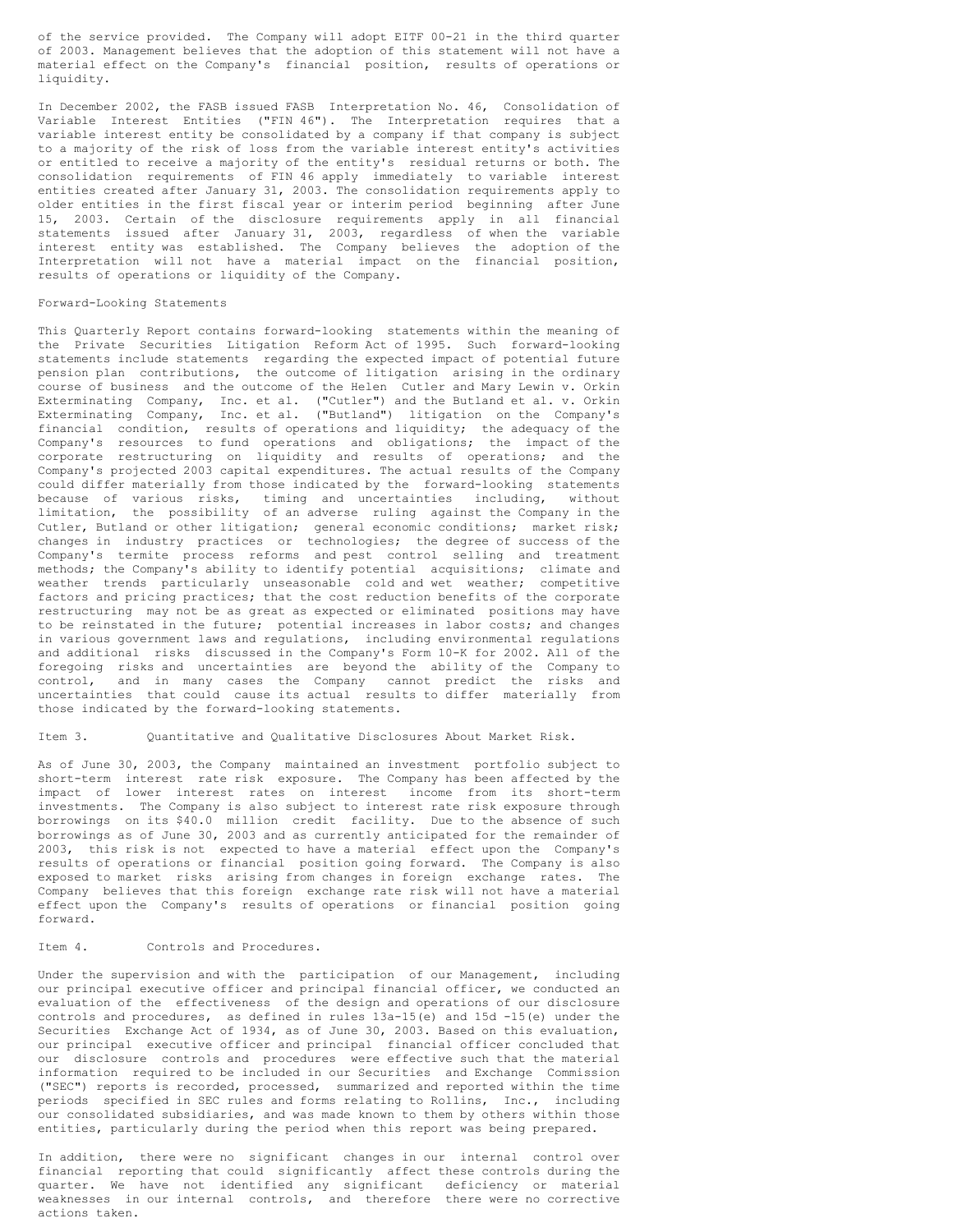of the service provided. The Company will adopt EITF 00-21 in the third quarter of 2003. Management believes that the adoption of this statement will not have a material effect on the Company's financial position, results of operations or liquidity.

In December 2002, the FASB issued FASB Interpretation No. 46, Consolidation of Variable Interest Entities ("FIN 46"). The Interpretation requires that a variable interest entity be consolidated by a company if that company is subject to a majority of the risk of loss from the variable interest entity's activities or entitled to receive a majority of the entity's residual returns or both. The consolidation requirements of FIN 46 apply immediately to variable interest entities created after January 31, 2003. The consolidation requirements apply to older entities in the first fiscal year or interim period beginning after June 15, 2003. Certain of the disclosure requirements apply in all financial statements issued after January 31, 2003, regardless of when the variable interest entity was established. The Company believes the adoption of the Interpretation will not have a material impact on the financial position, results of operations or liquidity of the Company.

## Forward-Looking Statements

This Quarterly Report contains forward-looking statements within the meaning of the Private Securities Litigation Reform Act of 1995. Such forward-looking statements include statements regarding the expected impact of potential future pension plan contributions, the outcome of litigation arising in the ordinary course of business and the outcome of the Helen Cutler and Mary Lewin v. Orkin Exterminating Company, Inc. et al. ("Cutler") and the Butland et al. v. Orkin Exterminating Company, Inc. et al. ("Butland") litigation on the Company's financial condition, results of operations and liquidity; the adequacy of the Company's resources to fund operations and obligations; the impact of the corporate restructuring on liquidity and results of operations; and the Company's projected 2003 capital expenditures. The actual results of the Company could differ materially from those indicated by the forward-looking statements because of various risks, timing and uncertainties including, without limitation, the possibility of an adverse ruling against the Company in the Cutler, Butland or other litigation; general economic conditions; market risk; changes in industry practices or technologies; the degree of success of the Company's termite process reforms and pest control selling and treatment methods; the Company's ability to identify potential acquisitions; climate and weather trends particularly unseasonable cold and wet weather; competitive factors and pricing practices; that the cost reduction benefits of the corporate restructuring may not be as great as expected or eliminated positions may have to be reinstated in the future; potential increases in labor costs; and changes in various government laws and regulations, including environmental regulations and additional risks discussed in the Company's Form 10-K for 2002. All of the foregoing risks and uncertainties are beyond the ability of the Company to control, and in many cases the Company cannot predict the risks and uncertainties that could cause its actual results to differ materially from those indicated by the forward-looking statements.

## Item 3. Quantitative and Qualitative Disclosures About Market Risk.

As of June 30, 2003, the Company maintained an investment portfolio subject to short-term interest rate risk exposure. The Company has been affected by the impact of lower interest rates on interest income from its short-term investments. The Company is also subject to interest rate risk exposure through borrowings on its $40.0 million credit facility. Due to the absence of such borrowings as of June 30, 2003 and as currently anticipated for the remainder of 2003, this risk is not expected to have a material effect upon the Company's results of operations or financial position going forward. The Company is also exposed to market risks arising from changes in foreign exchange rates. The Company believes that this foreign exchange rate risk will not have a material effect upon the Company's results of operations or financial position going forward.

## Item 4. Controls and Procedures.

Under the supervision and with the participation of our Management, including our principal executive officer and principal financial officer, we conducted an evaluation of the effectiveness of the design and operations of our disclosure controls and procedures, as defined in rules 13a-15(e) and 15d -15(e) under the Securities Exchange Act of 1934, as of June 30, 2003. Based on this evaluation, our principal executive officer and principal financial officer concluded that our disclosure controls and procedures were effective such that the material information required to be included in our Securities and Exchange Commission ("SEC") reports is recorded, processed, summarized and reported within the time periods specified in SEC rules and forms relating to Rollins, Inc., including our consolidated subsidiaries, and was made known to them by others within those entities, particularly during the period when this report was being prepared.

In addition, there were no significant changes in our internal control over financial reporting that could significantly affect these controls during the quarter. We have not identified any significant deficiency or material weaknesses in our internal controls, and therefore there were no corrective actions taken.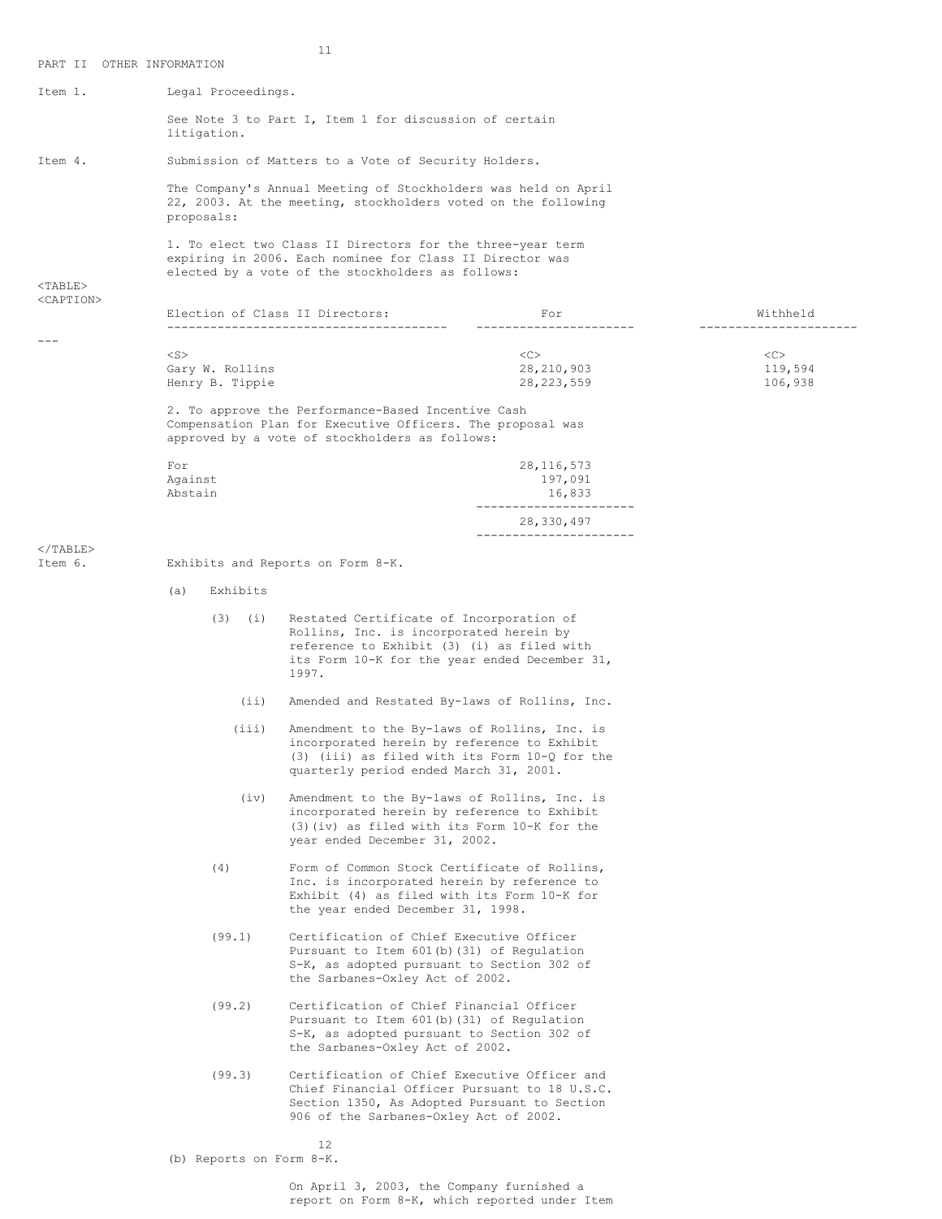## PART II OTHER INFORMATION

Item 1. Legal Proceedings.

See Note 3 to Part I, Item 1 for discussion of certain litigation.

Item 4. Submission of Matters to a Vote of Security Holders.

The Company's Annual Meeting of Stockholders was held on April 22, 2003. At the meeting, stockholders voted on the following proposals:

1. To elect two Class II Directors for the three-year term expiring in 2006. Each nominee for Class II Director was elected by a vote of the stockholders as follows:

| Election of Class II Directors: | For | Withheld |
|---|---|---|
| Gary W. Rollins | 28,210,903 | 119,594 |
| Henry B. Tippie | 28,223,559 | 106,938 |

2. To approve the Performance-Based Incentive Cash Compensation Plan for Executive Officers. The proposal was approved by a vote of stockholders as follows:

| | |
|---|---|
| For | 28,116,573 |
| Against | 197,091 |
| Abstain | 16,833 |
| | 28,330,497 |

Item 6. Exhibits and Reports on Form 8-K.

(a) Exhibits

(3) (i) Restated Certificate of Incorporation of Rollins, Inc. is incorporated herein by reference to Exhibit (3) (i) as filed with its Form 10-K for the year ended December 31, 1997.

(ii) Amended and Restated By-laws of Rollins, Inc.

(iii) Amendment to the By-laws of Rollins, Inc. is incorporated herein by reference to Exhibit (3) (iii) as filed with its Form 10-Q for the quarterly period ended March 31, 2001.

(iv) Amendment to the By-laws of Rollins, Inc. is incorporated herein by reference to Exhibit (3)(iv) as filed with its Form 10-K for the year ended December 31, 2002.

(4) Form of Common Stock Certificate of Rollins, Inc. is incorporated herein by reference to Exhibit (4) as filed with its Form 10-K for the year ended December 31, 1998.

(99.1) Certification of Chief Executive Officer Pursuant to Item 601(b)(31) of Regulation S-K, as adopted pursuant to Section 302 of the Sarbanes-Oxley Act of 2002.

(99.2) Certification of Chief Financial Officer Pursuant to Item 601(b)(31) of Regulation S-K, as adopted pursuant to Section 302 of the Sarbanes-Oxley Act of 2002.

(99.3) Certification of Chief Executive Officer and Chief Financial Officer Pursuant to 18 U.S.C. Section 1350, As Adopted Pursuant to Section 906 of the Sarbanes-Oxley Act of 2002.

(b) Reports on Form 8-K.

On April 3, 2003, the Company furnished a report on Form 8-K, which reported under Item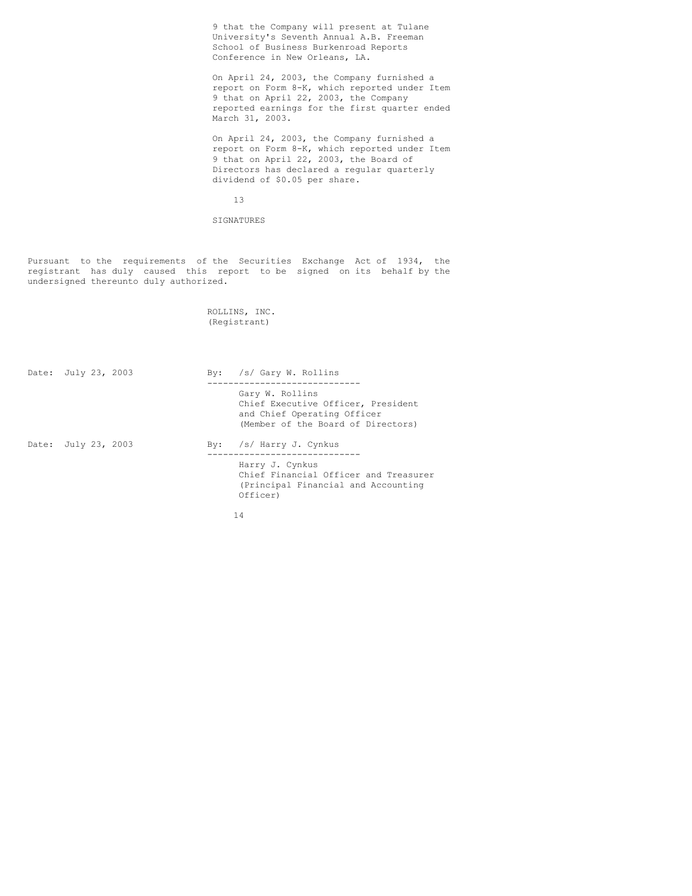9 that the Company will present at Tulane University's Seventh Annual A.B. Freeman School of Business Burkenroad Reports Conference in New Orleans, LA.

On April 24, 2003, the Company furnished a report on Form 8-K, which reported under Item 9 that on April 22, 2003, the Company reported earnings for the first quarter ended March 31, 2003.

On April 24, 2003, the Company furnished a report on Form 8-K, which reported under Item 9 that on April 22, 2003, the Board of Directors has declared a regular quarterly dividend of $0.05 per share.

## SIGNATURES

Pursuant to the requirements of the Securities Exchange Act of 1934, the registrant has duly caused this report to be signed on its behalf by the undersigned thereunto duly authorized.

ROLLINS, INC.
(Registrant)

Date: July 23, 2003

By: /s/ Gary W. Rollins

Gary W. Rollins
Chief Executive Officer, President and Chief Operating Officer
(Member of the Board of Directors)

Date: July 23, 2003

By: /s/ Harry J. Cynkus

Harry J. Cynkus
Chief Financial Officer and Treasurer
(Principal Financial and Accounting Officer)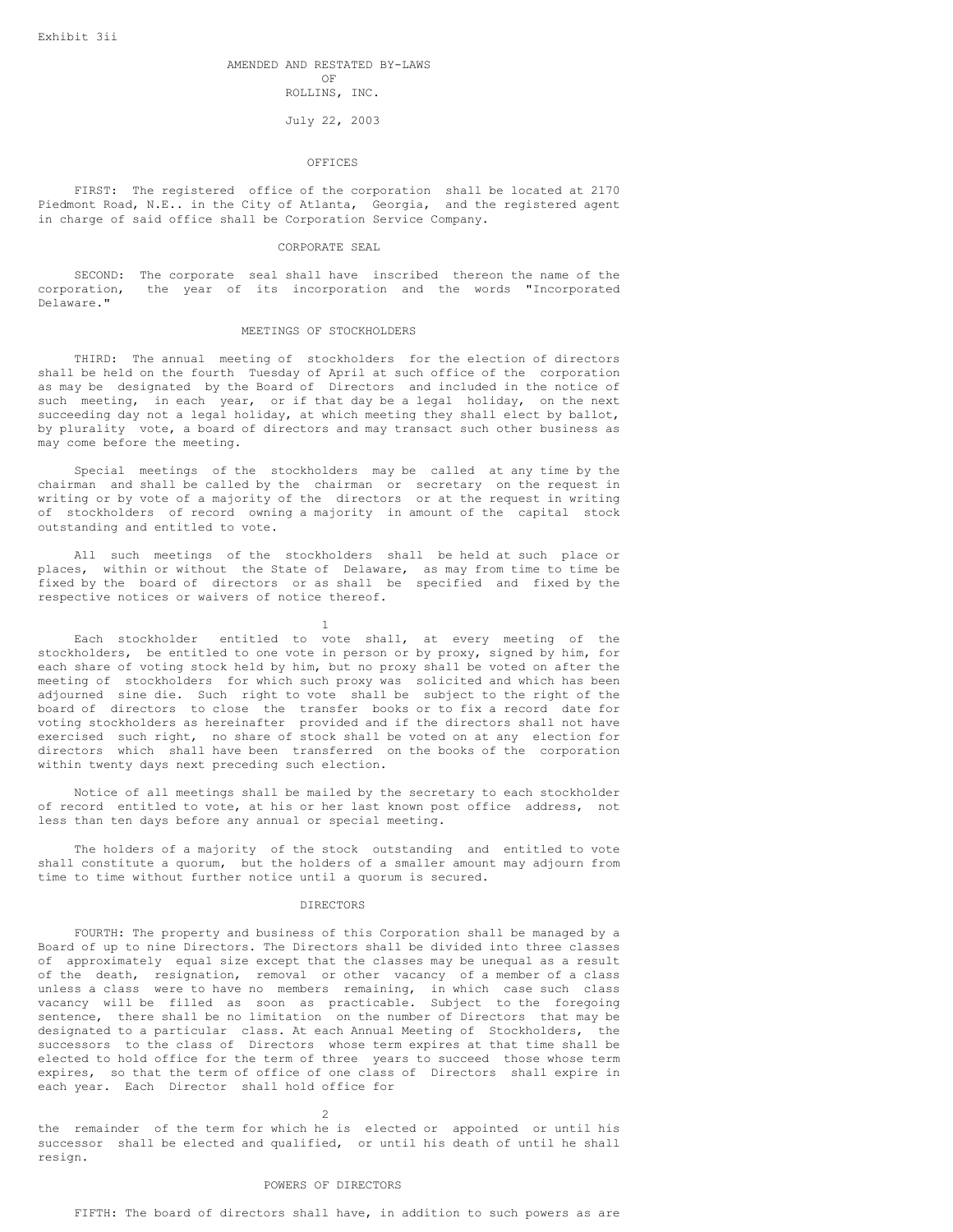Exhibit 3ii

# AMENDED AND RESTATED BY-LAWS OF ROLLINS, INC.

July 22, 2003

## OFFICES

FIRST: The registered office of the corporation shall be located at 2170 Piedmont Road, N.E.. in the City of Atlanta, Georgia, and the registered agent in charge of said office shall be Corporation Service Company.

## CORPORATE SEAL

SECOND: The corporate seal shall have inscribed thereon the name of the corporation, the year of its incorporation and the words "Incorporated Delaware."

## MEETINGS OF STOCKHOLDERS

THIRD: The annual meeting of stockholders for the election of directors shall be held on the fourth Tuesday of April at such office of the corporation as may be designated by the Board of Directors and included in the notice of such meeting, in each year, or if that day be a legal holiday, on the next succeeding day not a legal holiday, at which meeting they shall elect by ballot, by plurality vote, a board of directors and may transact such other business as may come before the meeting.

Special meetings of the stockholders may be called at any time by the chairman and shall be called by the chairman or secretary on the request in writing or by vote of a majority of the directors or at the request in writing of stockholders of record owning a majority in amount of the capital stock outstanding and entitled to vote.

All such meetings of the stockholders shall be held at such place or places, within or without the State of Delaware, as may from time to time be fixed by the board of directors or as shall be specified and fixed by the respective notices or waivers of notice thereof.

Each stockholder entitled to vote shall, at every meeting of the stockholders, be entitled to one vote in person or by proxy, signed by him, for each share of voting stock held by him, but no proxy shall be voted on after the meeting of stockholders for which such proxy was solicited and which has been adjourned sine die. Such right to vote shall be subject to the right of the board of directors to close the transfer books or to fix a record date for voting stockholders as hereinafter provided and if the directors shall not have exercised such right, no share of stock shall be voted on at any election for directors which shall have been transferred on the books of the corporation within twenty days next preceding such election.

Notice of all meetings shall be mailed by the secretary to each stockholder of record entitled to vote, at his or her last known post office address, not less than ten days before any annual or special meeting.

The holders of a majority of the stock outstanding and entitled to vote shall constitute a quorum, but the holders of a smaller amount may adjourn from time to time without further notice until a quorum is secured.

## DIRECTORS

FOURTH: The property and business of this Corporation shall be managed by a Board of up to nine Directors. The Directors shall be divided into three classes of approximately equal size except that the classes may be unequal as a result of the death, resignation, removal or other vacancy of a member of a class unless a class were to have no members remaining, in which case such class vacancy will be filled as soon as practicable. Subject to the foregoing sentence, there shall be no limitation on the number of Directors that may be designated to a particular class. At each Annual Meeting of Stockholders, the successors to the class of Directors whose term expires at that time shall be elected to hold office for the term of three years to succeed those whose term expires, so that the term of office of one class of Directors shall expire in each year. Each Director shall hold office for the remainder of the term for which he is elected or appointed or until his successor shall be elected and qualified, or until his death of until he shall resign.

## POWERS OF DIRECTORS

FIFTH: The board of directors shall have, in addition to such powers as are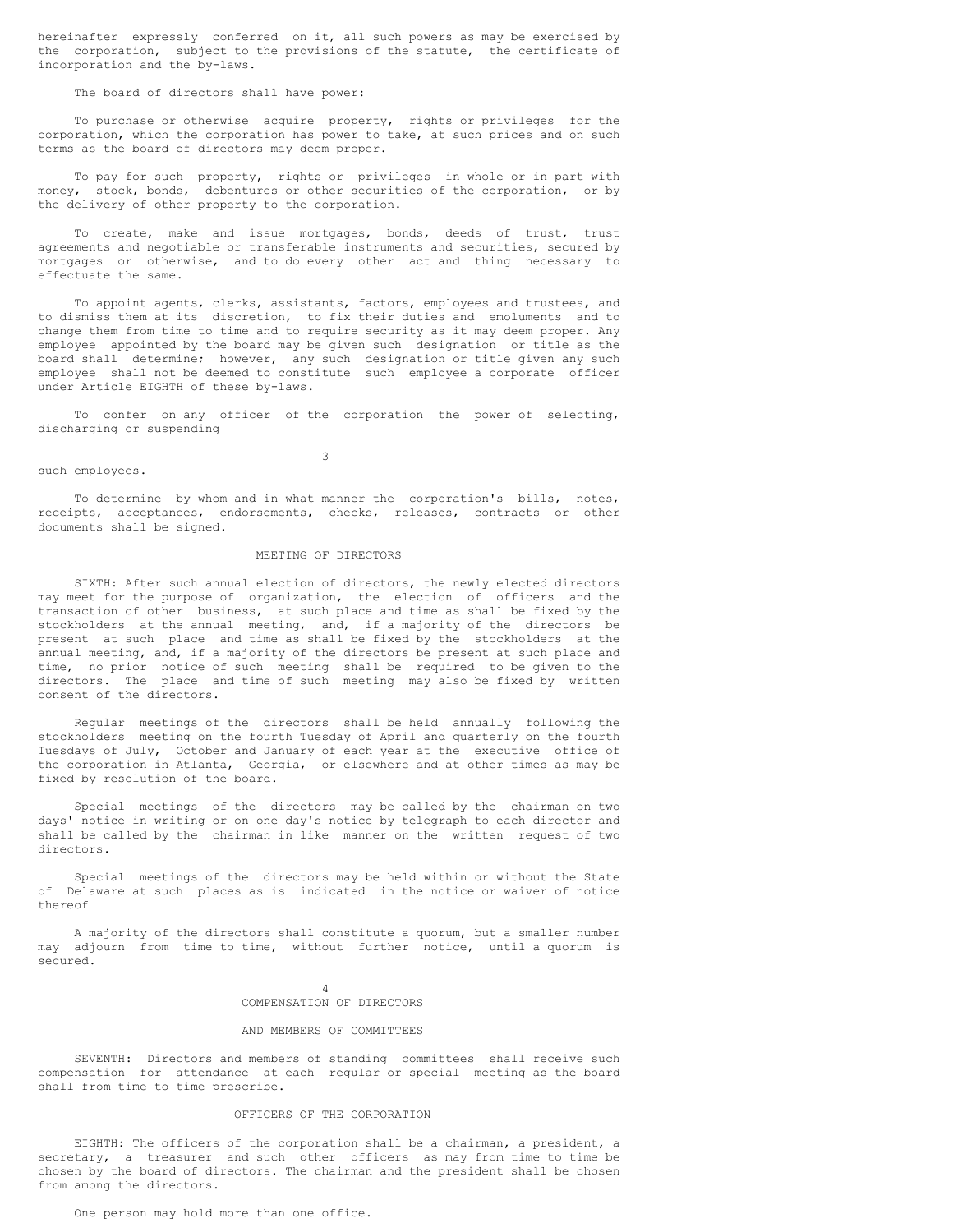hereinafter expressly conferred on it, all such powers as may be exercised by the corporation, subject to the provisions of the statute, the certificate of incorporation and the by-laws.

The board of directors shall have power:

To purchase or otherwise acquire property, rights or privileges for the corporation, which the corporation has power to take, at such prices and on such terms as the board of directors may deem proper.

To pay for such property, rights or privileges in whole or in part with money, stock, bonds, debentures or other securities of the corporation, or by the delivery of other property to the corporation.

To create, make and issue mortgages, bonds, deeds of trust, trust agreements and negotiable or transferable instruments and securities, secured by mortgages or otherwise, and to do every other act and thing necessary to effectuate the same.

To appoint agents, clerks, assistants, factors, employees and trustees, and to dismiss them at its discretion, to fix their duties and emoluments and to change them from time to time and to require security as it may deem proper. Any employee appointed by the board may be given such designation or title as the board shall determine; however, any such designation or title given any such employee shall not be deemed to constitute such employee a corporate officer under Article EIGHTH of these by-laws.

To confer on any officer of the corporation the power of selecting, discharging or suspending such employees.

To determine by whom and in what manner the corporation's bills, notes, receipts, acceptances, endorsements, checks, releases, contracts or other documents shall be signed.

## MEETING OF DIRECTORS

SIXTH: After such annual election of directors, the newly elected directors may meet for the purpose of organization, the election of officers and the transaction of other business, at such place and time as shall be fixed by the stockholders at the annual meeting, and, if a majority of the directors be present at such place and time as shall be fixed by the stockholders at the annual meeting, and, if a majority of the directors be present at such place and time, no prior notice of such meeting shall be required to be given to the directors. The place and time of such meeting may also be fixed by written consent of the directors.

Regular meetings of the directors shall be held annually following the stockholders meeting on the fourth Tuesday of April and quarterly on the fourth Tuesdays of July, October and January of each year at the executive office of the corporation in Atlanta, Georgia, or elsewhere and at other times as may be fixed by resolution of the board.

Special meetings of the directors may be called by the chairman on two days' notice in writing or on one day's notice by telegraph to each director and shall be called by the chairman in like manner on the written request of two directors.

Special meetings of the directors may be held within or without the State of Delaware at such places as is indicated in the notice or waiver of notice thereof

A majority of the directors shall constitute a quorum, but a smaller number may adjourn from time to time, without further notice, until a quorum is secured.

## COMPENSATION OF DIRECTORS AND MEMBERS OF COMMITTEES

SEVENTH: Directors and members of standing committees shall receive such compensation for attendance at each regular or special meeting as the board shall from time to time prescribe.

## OFFICERS OF THE CORPORATION

EIGHTH: The officers of the corporation shall be a chairman, a president, a secretary, a treasurer and such other officers as may from time to time be chosen by the board of directors. The chairman and the president shall be chosen from among the directors.

One person may hold more than one office.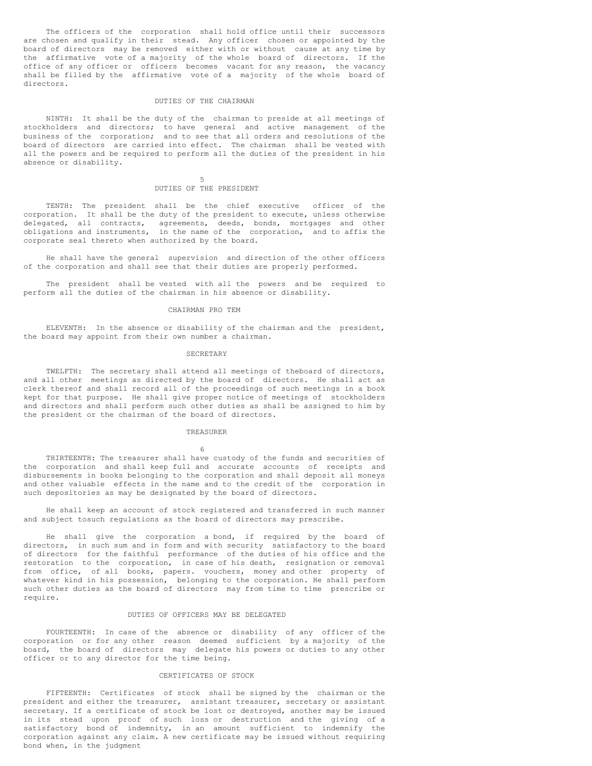The officers of the corporation shall hold office until their successors are chosen and qualify in their stead. Any officer chosen or appointed by the board of directors may be removed either with or without cause at any time by the affirmative vote of a majority of the whole board of directors. If the office of any officer or officers becomes vacant for any reason, the vacancy shall be filled by the affirmative vote of a majority of the whole board of directors.

## DUTIES OF THE CHAIRMAN

NINTH: It shall be the duty of the chairman to preside at all meetings of stockholders and directors; to have general and active management of the business of the corporation; and to see that all orders and resolutions of the board of directors are carried into effect. The chairman shall be vested with all the powers and be required to perform all the duties of the president in his absence or disability.

## DUTIES OF THE PRESIDENT

TENTH: The president shall be the chief executive officer of the corporation. It shall be the duty of the president to execute, unless otherwise delegated, all contracts, agreements, deeds, bonds, mortgages and other obligations and instruments, in the name of the corporation, and to affix the corporate seal thereto when authorized by the board.

He shall have the general supervision and direction of the other officers of the corporation and shall see that their duties are properly performed.

The president shall be vested with all the powers and be required to perform all the duties of the chairman in his absence or disability.

## CHAIRMAN PRO TEM

ELEVENTH: In the absence or disability of the chairman and the president, the board may appoint from their own number a chairman.

## SECRETARY

TWELFTH: The secretary shall attend all meetings of theboard of directors, and all other meetings as directed by the board of directors. He shall act as clerk thereof and shall record all of the proceedings of such meetings in a book kept for that purpose. He shall give proper notice of meetings of stockholders and directors and shall perform such other duties as shall be assigned to him by the president or the chairman of the board of directors.

## TREASURER

THIRTEENTH: The treasurer shall have custody of the funds and securities of the corporation and shall keep full and accurate accounts of receipts and disbursements in books belonging to the corporation and shall deposit all moneys and other valuable effects in the name and to the credit of the corporation in such depositories as may be designated by the board of directors.

He shall keep an account of stock registered and transferred in such manner and subject tosuch regulations as the board of directors may prescribe.

He shall give the corporation a bond, if required by the board of directors, in such sum and in form and with security satisfactory to the board of directors for the faithful performance of the duties of his office and the restoration to the corporation, in case of his death, resignation or removal from office, of all books, papers. vouchers, money and other property of whatever kind in his possession, belonging to the corporation. He shall perform such other duties as the board of directors may from time to time prescribe or require.

## DUTIES OF OFFICERS MAY BE DELEGATED

FOURTEENTH: In case of the absence or disability of any officer of the corporation or for any other reason deemed sufficient by a majority of the board, the board of directors may delegate his powers or duties to any other officer or to any director for the time being.

## CERTIFICATES OF STOCK

FIFTEENTH: Certificates of stock shall be signed by the chairman or the president and either the treasurer, assistant treasurer, secretary or assistant secretary. If a certificate of stock be lost or destroyed, another may be issued in its stead upon proof of such loss or destruction and the giving of a satisfactory bond of indemnity, in an amount sufficient to indemnify the corporation against any claim. A new certificate may be issued without requiring bond when, in the judgment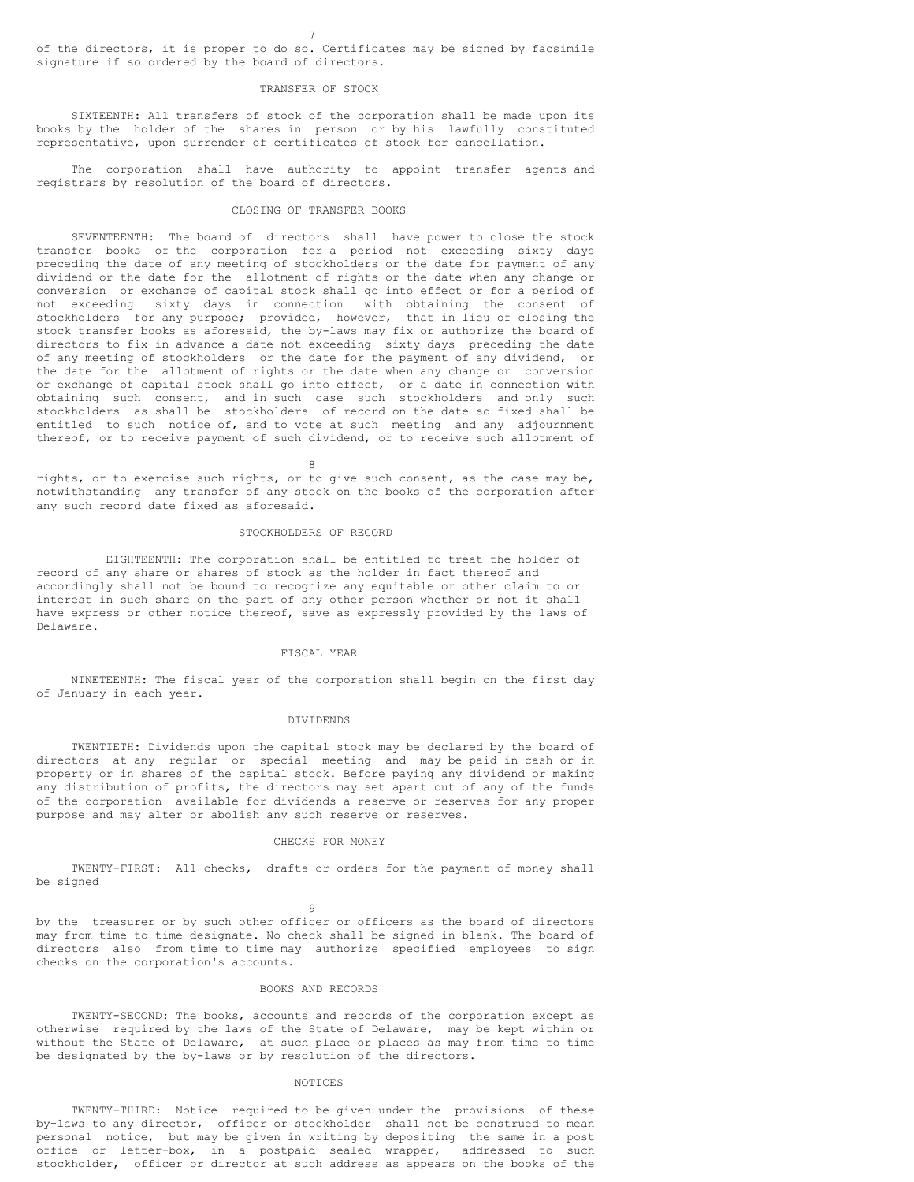of the directors, it is proper to do so. Certificates may be signed by facsimile signature if so ordered by the board of directors.

## TRANSFER OF STOCK

SIXTEENTH: All transfers of stock of the corporation shall be made upon its books by the holder of the shares in person or by his lawfully constituted representative, upon surrender of certificates of stock for cancellation.

The corporation shall have authority to appoint transfer agents and registrars by resolution of the board of directors.

## CLOSING OF TRANSFER BOOKS

SEVENTEENTH: The board of directors shall have power to close the stock transfer books of the corporation for a period not exceeding sixty days preceding the date of any meeting of stockholders or the date for payment of any dividend or the date for the allotment of rights or the date when any change or conversion or exchange of capital stock shall go into effect or for a period of not exceeding sixty days in connection with obtaining the consent of stockholders for any purpose; provided, however, that in lieu of closing the stock transfer books as aforesaid, the by-laws may fix or authorize the board of directors to fix in advance a date not exceeding sixty days preceding the date of any meeting of stockholders or the date for the payment of any dividend, or the date for the allotment of rights or the date when any change or conversion or exchange of capital stock shall go into effect, or a date in connection with obtaining such consent, and in such case such stockholders and only such stockholders as shall be stockholders of record on the date so fixed shall be entitled to such notice of, and to vote at such meeting and any adjournment thereof, or to receive payment of such dividend, or to receive such allotment of rights, or to exercise such rights, or to give such consent, as the case may be, notwithstanding any transfer of any stock on the books of the corporation after any such record date fixed as aforesaid.

## STOCKHOLDERS OF RECORD

EIGHTEENTH: The corporation shall be entitled to treat the holder of record of any share or shares of stock as the holder in fact thereof and accordingly shall not be bound to recognize any equitable or other claim to or interest in such share on the part of any other person whether or not it shall have express or other notice thereof, save as expressly provided by the laws of Delaware.

## FISCAL YEAR

NINETEENTH: The fiscal year of the corporation shall begin on the first day of January in each year.

## DIVIDENDS

TWENTIETH: Dividends upon the capital stock may be declared by the board of directors at any regular or special meeting and may be paid in cash or in property or in shares of the capital stock. Before paying any dividend or making any distribution of profits, the directors may set apart out of any of the funds of the corporation available for dividends a reserve or reserves for any proper purpose and may alter or abolish any such reserve or reserves.

## CHECKS FOR MONEY

TWENTY-FIRST: All checks, drafts or orders for the payment of money shall be signed by the treasurer or by such other officer or officers as the board of directors may from time to time designate. No check shall be signed in blank. The board of directors also from time to time may authorize specified employees to sign checks on the corporation's accounts.

## BOOKS AND RECORDS

TWENTY-SECOND: The books, accounts and records of the corporation except as otherwise required by the laws of the State of Delaware, may be kept within or without the State of Delaware, at such place or places as may from time to time be designated by the by-laws or by resolution of the directors.

## NOTICES

TWENTY-THIRD: Notice required to be given under the provisions of these by-laws to any director, officer or stockholder shall not be construed to mean personal notice, but may be given in writing by depositing the same in a post office or letter-box, in a postpaid sealed wrapper, addressed to such stockholder, officer or director at such address as appears on the books of the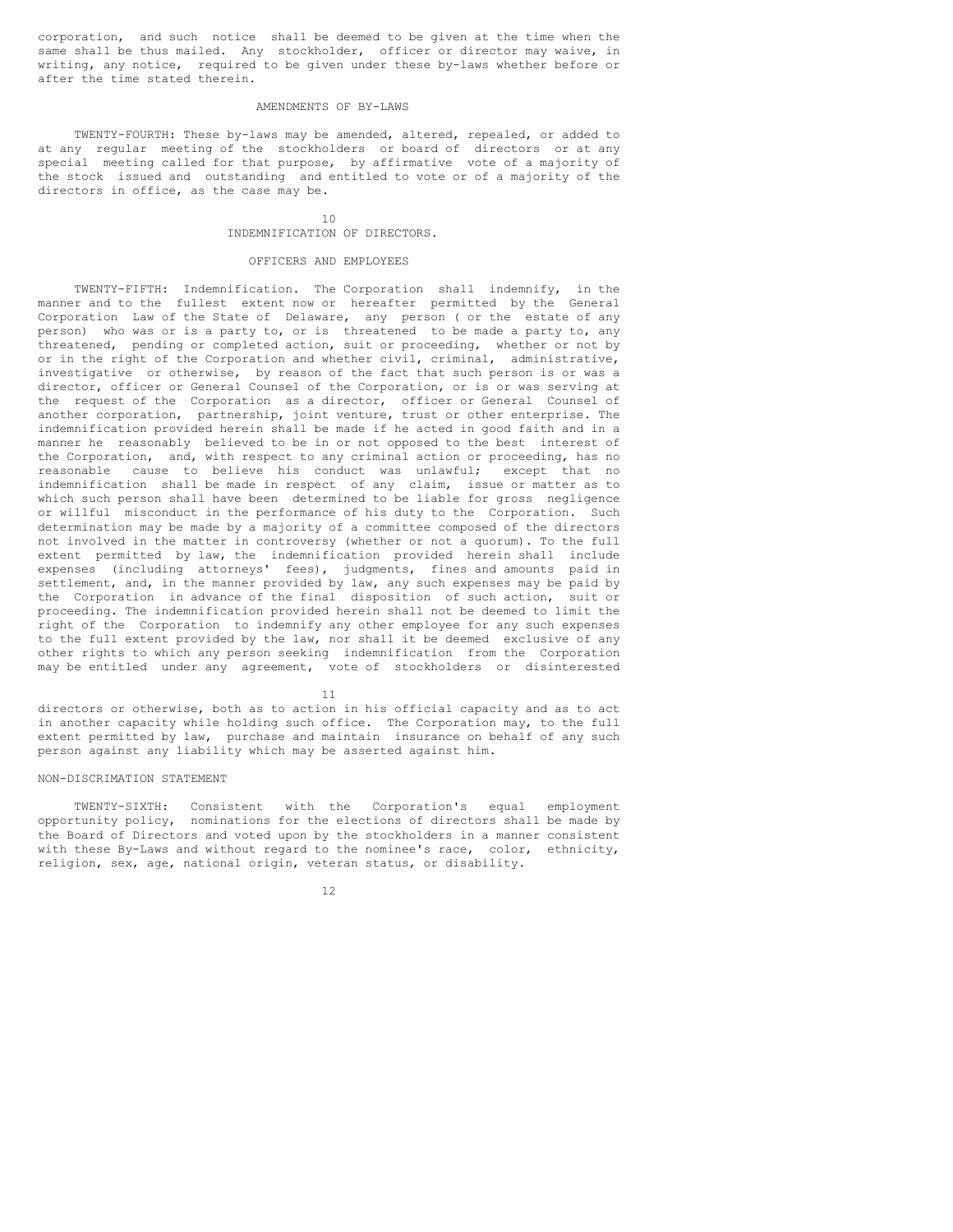corporation, and such notice shall be deemed to be given at the time when the same shall be thus mailed. Any stockholder, officer or director may waive, in writing, any notice, required to be given under these by-laws whether before or after the time stated therein.

## AMENDMENTS OF BY-LAWS

TWENTY-FOURTH: These by-laws may be amended, altered, repealed, or added to at any regular meeting of the stockholders or board of directors or at any special meeting called for that purpose, by affirmative vote of a majority of the stock issued and outstanding and entitled to vote or of a majority of the directors in office, as the case may be.

## INDEMNIFICATION OF DIRECTORS.

## OFFICERS AND EMPLOYEES

TWENTY-FIFTH: Indemnification. The Corporation shall indemnify, in the manner and to the fullest extent now or hereafter permitted by the General Corporation Law of the State of Delaware, any person ( or the estate of any person) who was or is a party to, or is threatened to be made a party to, any threatened, pending or completed action, suit or proceeding, whether or not by or in the right of the Corporation and whether civil, criminal, administrative, investigative or otherwise, by reason of the fact that such person is or was a director, officer or General Counsel of the Corporation, or is or was serving at the request of the Corporation as a director, officer or General Counsel of another corporation, partnership, joint venture, trust or other enterprise. The indemnification provided herein shall be made if he acted in good faith and in a manner he reasonably believed to be in or not opposed to the best interest of the Corporation, and, with respect to any criminal action or proceeding, has no reasonable cause to believe his conduct was unlawful; except that no indemnification shall be made in respect of any claim, issue or matter as to which such person shall have been determined to be liable for gross negligence or willful misconduct in the performance of his duty to the Corporation. Such determination may be made by a majority of a committee composed of the directors not involved in the matter in controversy (whether or not a quorum). To the full extent permitted by law, the indemnification provided herein shall include expenses (including attorneys' fees), judgments, fines and amounts paid in settlement, and, in the manner provided by law, any such expenses may be paid by the Corporation in advance of the final disposition of such action, suit or proceeding. The indemnification provided herein shall not be deemed to limit the right of the Corporation to indemnify any other employee for any such expenses to the full extent provided by the law, nor shall it be deemed exclusive of any other rights to which any person seeking indemnification from the Corporation may be entitled under any agreement, vote of stockholders or disinterested directors or otherwise, both as to action in his official capacity and as to act in another capacity while holding such office. The Corporation may, to the full extent permitted by law, purchase and maintain insurance on behalf of any such person against any liability which may be asserted against him.

## NON-DISCRIMATION STATEMENT

TWENTY-SIXTH: Consistent with the Corporation's equal employment opportunity policy, nominations for the elections of directors shall be made by the Board of Directors and voted upon by the stockholders in a manner consistent with these By-Laws and without regard to the nominee's race, color, ethnicity, religion, sex, age, national origin, veteran status, or disability.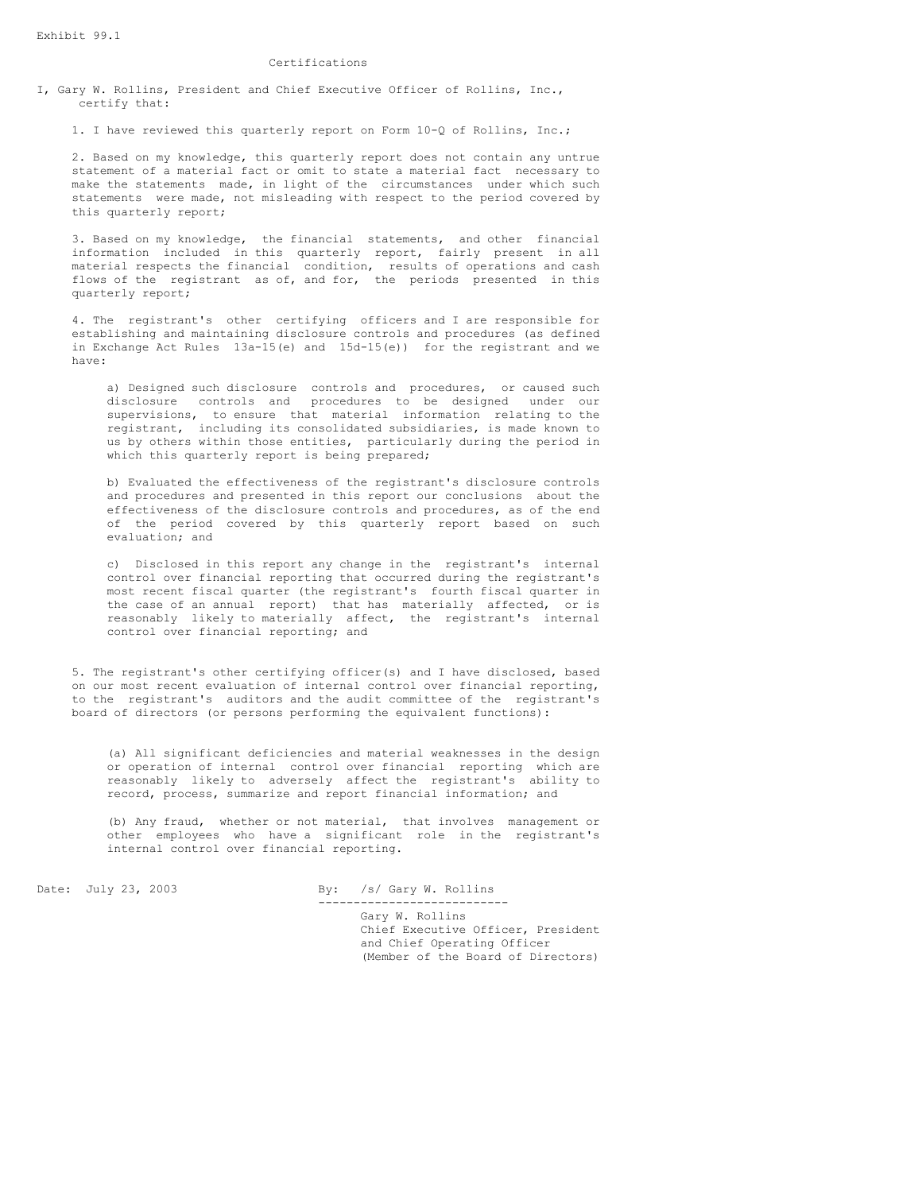Exhibit 99.1

# Certifications

I, Gary W. Rollins, President and Chief Executive Officer of Rollins, Inc., certify that:

1. I have reviewed this quarterly report on Form 10-Q of Rollins, Inc.;

2. Based on my knowledge, this quarterly report does not contain any untrue statement of a material fact or omit to state a material fact necessary to make the statements made, in light of the circumstances under which such statements were made, not misleading with respect to the period covered by this quarterly report;

3. Based on my knowledge, the financial statements, and other financial information included in this quarterly report, fairly present in all material respects the financial condition, results of operations and cash flows of the registrant as of, and for, the periods presented in this quarterly report;

4. The registrant's other certifying officers and I are responsible for establishing and maintaining disclosure controls and procedures (as defined in Exchange Act Rules 13a-15(e) and 15d-15(e)) for the registrant and we have:

   a) Designed such disclosure controls and procedures, or caused such disclosure controls and procedures to be designed under our supervisions, to ensure that material information relating to the registrant, including its consolidated subsidiaries, is made known to us by others within those entities, particularly during the period in which this quarterly report is being prepared;

   b) Evaluated the effectiveness of the registrant's disclosure controls and procedures and presented in this report our conclusions about the effectiveness of the disclosure controls and procedures, as of the end of the period covered by this quarterly report based on such evaluation; and

   c) Disclosed in this report any change in the registrant's internal control over financial reporting that occurred during the registrant's most recent fiscal quarter (the registrant's fourth fiscal quarter in the case of an annual report) that has materially affected, or is reasonably likely to materially affect, the registrant's internal control over financial reporting; and

5. The registrant's other certifying officer(s) and I have disclosed, based on our most recent evaluation of internal control over financial reporting, to the registrant's auditors and the audit committee of the registrant's board of directors (or persons performing the equivalent functions):

   (a) All significant deficiencies and material weaknesses in the design or operation of internal control over financial reporting which are reasonably likely to adversely affect the registrant's ability to record, process, summarize and report financial information; and

   (b) Any fraud, whether or not material, that involves management or other employees who have a significant role in the registrant's internal control over financial reporting.

Date: July 23, 2003

By: /s/ Gary W. Rollins

Gary W. Rollins
Chief Executive Officer, President and Chief Operating Officer
(Member of the Board of Directors)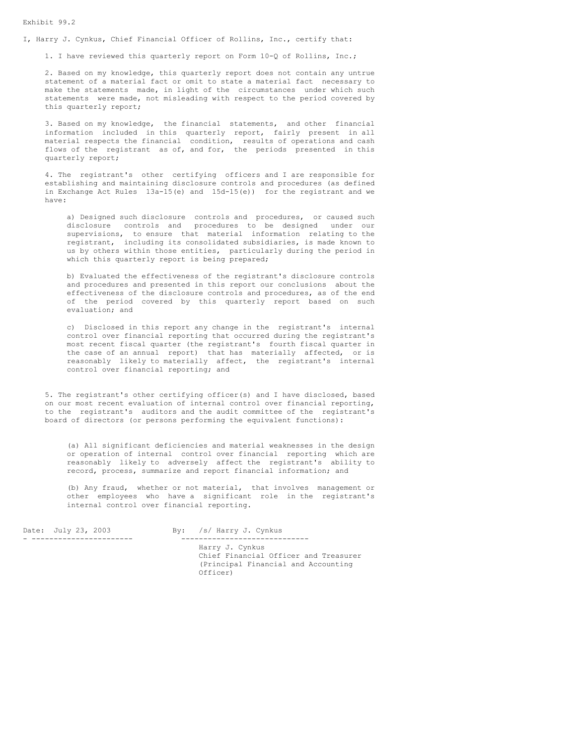Exhibit 99.2

I, Harry J. Cynkus, Chief Financial Officer of Rollins, Inc., certify that:

1. I have reviewed this quarterly report on Form 10-Q of Rollins, Inc.;

2. Based on my knowledge, this quarterly report does not contain any untrue statement of a material fact or omit to state a material fact necessary to make the statements made, in light of the circumstances under which such statements were made, not misleading with respect to the period covered by this quarterly report;

3. Based on my knowledge, the financial statements, and other financial information included in this quarterly report, fairly present in all material respects the financial condition, results of operations and cash flows of the registrant as of, and for, the periods presented in this quarterly report;

4. The registrant's other certifying officers and I are responsible for establishing and maintaining disclosure controls and procedures (as defined in Exchange Act Rules 13a-15(e) and 15d-15(e)) for the registrant and we have:

   a) Designed such disclosure controls and procedures, or caused such disclosure controls and procedures to be designed under our supervisions, to ensure that material information relating to the registrant, including its consolidated subsidiaries, is made known to us by others within those entities, particularly during the period in which this quarterly report is being prepared;

   b) Evaluated the effectiveness of the registrant's disclosure controls and procedures and presented in this report our conclusions about the effectiveness of the disclosure controls and procedures, as of the end of the period covered by this quarterly report based on such evaluation; and

   c) Disclosed in this report any change in the registrant's internal control over financial reporting that occurred during the registrant's most recent fiscal quarter (the registrant's fourth fiscal quarter in the case of an annual report) that has materially affected, or is reasonably likely to materially affect, the registrant's internal control over financial reporting; and

5. The registrant's other certifying officer(s) and I have disclosed, based on our most recent evaluation of internal control over financial reporting, to the registrant's auditors and the audit committee of the registrant's board of directors (or persons performing the equivalent functions):

   (a) All significant deficiencies and material weaknesses in the design or operation of internal control over financial reporting which are reasonably likely to adversely affect the registrant's ability to record, process, summarize and report financial information; and

   (b) Any fraud, whether or not material, that involves management or other employees who have a significant role in the registrant's internal control over financial reporting.

Date: July 23, 2003

By: /s/ Harry J. Cynkus

Harry J. Cynkus
Chief Financial Officer and Treasurer
(Principal Financial and Accounting Officer)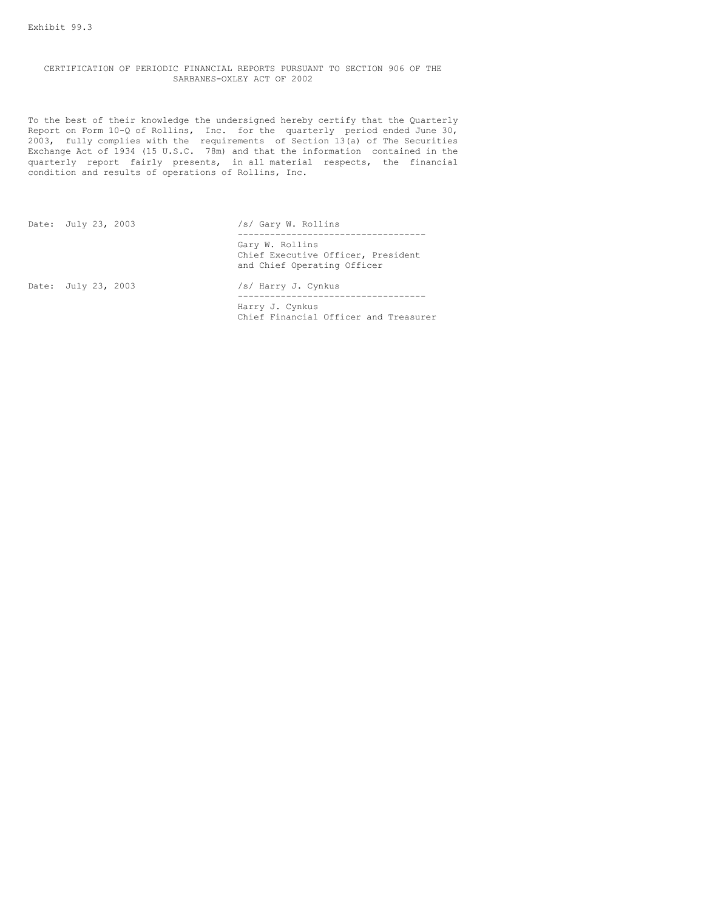Exhibit 99.3

CERTIFICATION OF PERIODIC FINANCIAL REPORTS PURSUANT TO SECTION 906 OF THE SARBANES-OXLEY ACT OF 2002

To the best of their knowledge the undersigned hereby certify that the Quarterly Report on Form 10-Q of Rollins, Inc. for the quarterly period ended June 30, 2003, fully complies with the requirements of Section 13(a) of The Securities Exchange Act of 1934 (15 U.S.C. 78m) and that the information contained in the quarterly report fairly presents, in all material respects, the financial condition and results of operations of Rollins, Inc.

Date: July 23, 2003

/s/ Gary W. Rollins

Gary W. Rollins
Chief Executive Officer, President
and Chief Operating Officer

Date: July 23, 2003

/s/ Harry J. Cynkus

Harry J. Cynkus
Chief Financial Officer and Treasurer